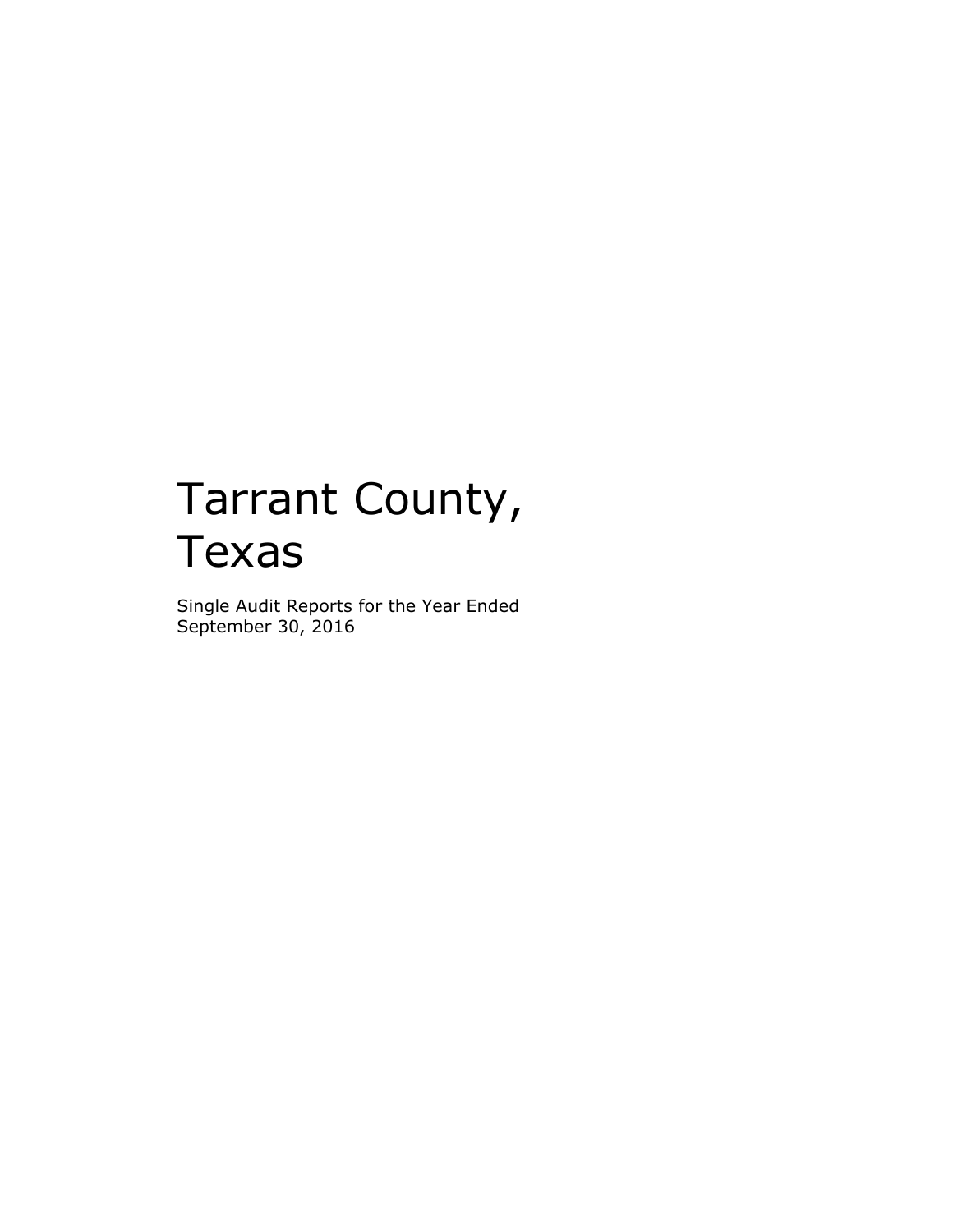# Tarrant County, Texas

Single Audit Reports for the Year Ended September 30, 2016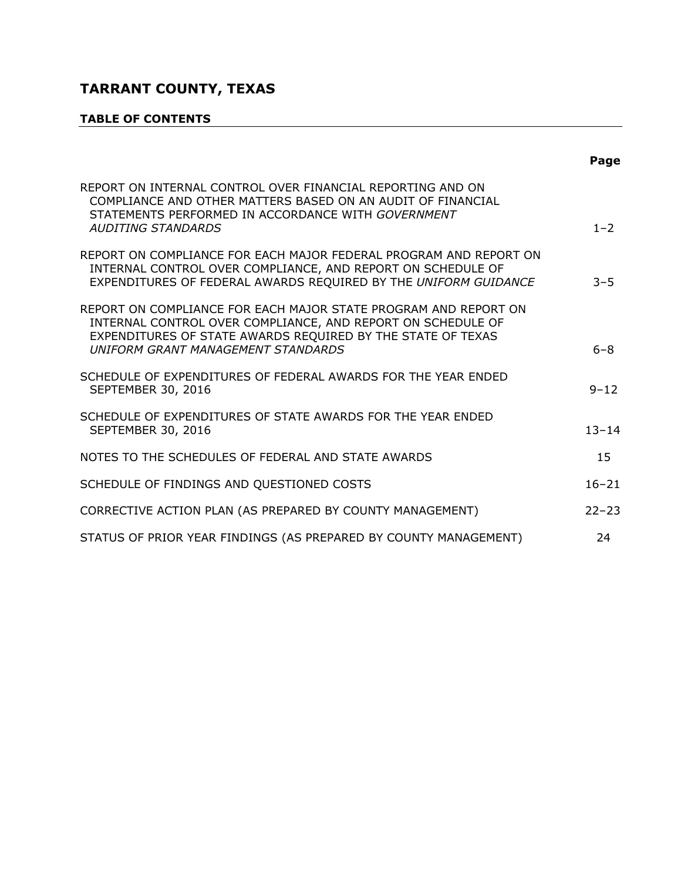# TARRANT COUNTY, TEXAS

## TABLE OF CONTENTS

| | Page |
|---|---|
| REPORT ON INTERNAL CONTROL OVER FINANCIAL REPORTING AND ON COMPLIANCE AND OTHER MATTERS BASED ON AN AUDIT OF FINANCIAL STATEMENTS PERFORMED IN ACCORDANCE WITH *GOVERNMENT AUDITING STANDARDS* | 1–2 |
| REPORT ON COMPLIANCE FOR EACH MAJOR FEDERAL PROGRAM AND REPORT ON INTERNAL CONTROL OVER COMPLIANCE, AND REPORT ON SCHEDULE OF EXPENDITURES OF FEDERAL AWARDS REQUIRED BY THE *UNIFORM GUIDANCE* | 3–5 |
| REPORT ON COMPLIANCE FOR EACH MAJOR STATE PROGRAM AND REPORT ON INTERNAL CONTROL OVER COMPLIANCE, AND REPORT ON SCHEDULE OF EXPENDITURES OF STATE AWARDS REQUIRED BY THE STATE OF TEXAS *UNIFORM GRANT MANAGEMENT STANDARDS* | 6–8 |
| SCHEDULE OF EXPENDITURES OF FEDERAL AWARDS FOR THE YEAR ENDED SEPTEMBER 30, 2016 | 9–12 |
| SCHEDULE OF EXPENDITURES OF STATE AWARDS FOR THE YEAR ENDED SEPTEMBER 30, 2016 | 13–14 |
| NOTES TO THE SCHEDULES OF FEDERAL AND STATE AWARDS | 15 |
| SCHEDULE OF FINDINGS AND QUESTIONED COSTS | 16–21 |
| CORRECTIVE ACTION PLAN (AS PREPARED BY COUNTY MANAGEMENT) | 22–23 |
| STATUS OF PRIOR YEAR FINDINGS (AS PREPARED BY COUNTY MANAGEMENT) | 24 |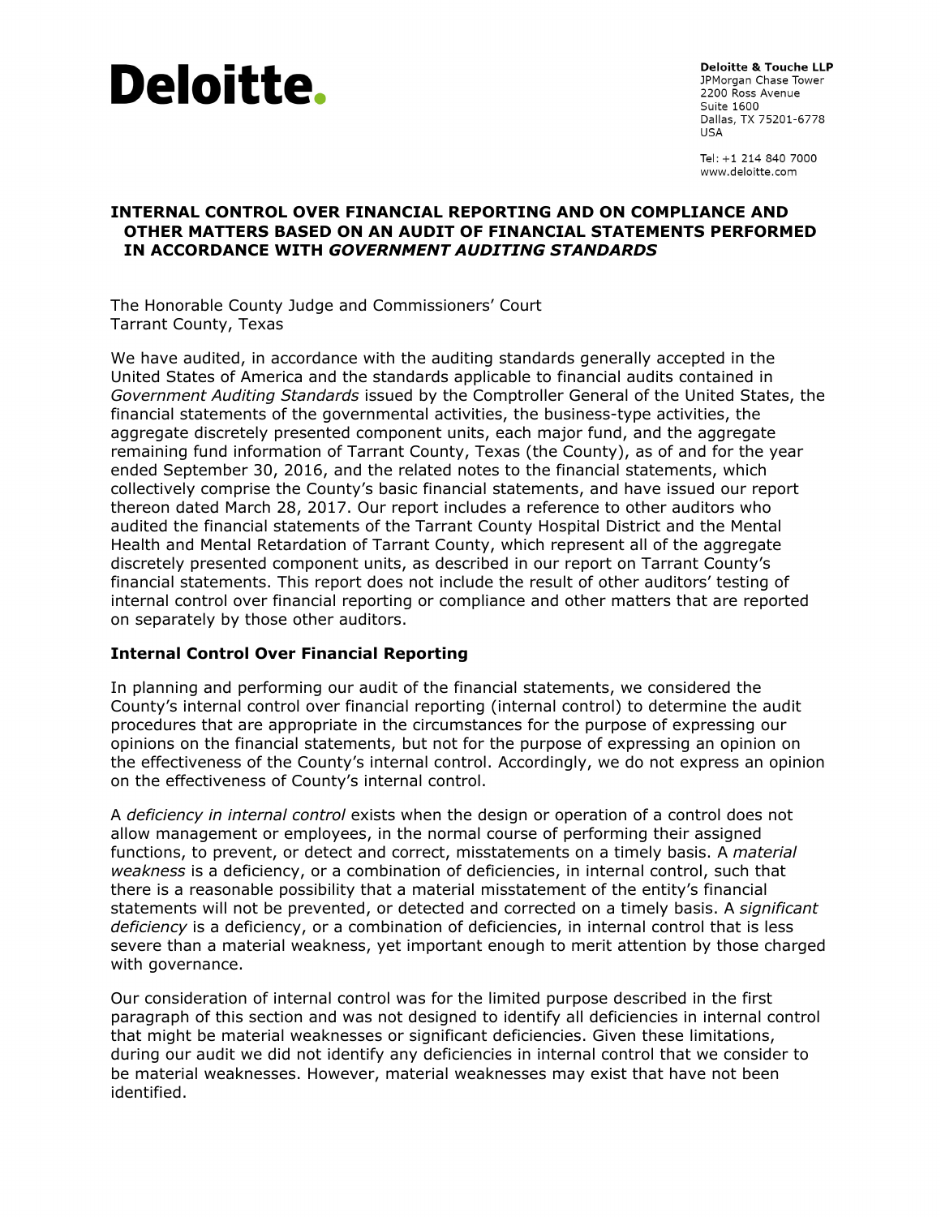Deloitte.

**Deloitte & Touche LLP**
JPMorgan Chase Tower
2200 Ross Avenue
Suite 1600
Dallas, TX 75201-6778
USA

Tel: +1 214 840 7000
www.deloitte.com

# INTERNAL CONTROL OVER FINANCIAL REPORTING AND ON COMPLIANCE AND OTHER MATTERS BASED ON AN AUDIT OF FINANCIAL STATEMENTS PERFORMED IN ACCORDANCE WITH *GOVERNMENT AUDITING STANDARDS*

The Honorable County Judge and Commissioners' Court
Tarrant County, Texas

We have audited, in accordance with the auditing standards generally accepted in the United States of America and the standards applicable to financial audits contained in *Government Auditing Standards* issued by the Comptroller General of the United States, the financial statements of the governmental activities, the business-type activities, the aggregate discretely presented component units, each major fund, and the aggregate remaining fund information of Tarrant County, Texas (the County), as of and for the year ended September 30, 2016, and the related notes to the financial statements, which collectively comprise the County's basic financial statements, and have issued our report thereon dated March 28, 2017. Our report includes a reference to other auditors who audited the financial statements of the Tarrant County Hospital District and the Mental Health and Mental Retardation of Tarrant County, which represent all of the aggregate discretely presented component units, as described in our report on Tarrant County's financial statements. This report does not include the result of other auditors' testing of internal control over financial reporting or compliance and other matters that are reported on separately by those other auditors.

## Internal Control Over Financial Reporting

In planning and performing our audit of the financial statements, we considered the County's internal control over financial reporting (internal control) to determine the audit procedures that are appropriate in the circumstances for the purpose of expressing our opinions on the financial statements, but not for the purpose of expressing an opinion on the effectiveness of the County's internal control. Accordingly, we do not express an opinion on the effectiveness of County's internal control.

A *deficiency in internal control* exists when the design or operation of a control does not allow management or employees, in the normal course of performing their assigned functions, to prevent, or detect and correct, misstatements on a timely basis. A *material weakness* is a deficiency, or a combination of deficiencies, in internal control, such that there is a reasonable possibility that a material misstatement of the entity's financial statements will not be prevented, or detected and corrected on a timely basis. A *significant deficiency* is a deficiency, or a combination of deficiencies, in internal control that is less severe than a material weakness, yet important enough to merit attention by those charged with governance.

Our consideration of internal control was for the limited purpose described in the first paragraph of this section and was not designed to identify all deficiencies in internal control that might be material weaknesses or significant deficiencies. Given these limitations, during our audit we did not identify any deficiencies in internal control that we consider to be material weaknesses. However, material weaknesses may exist that have not been identified.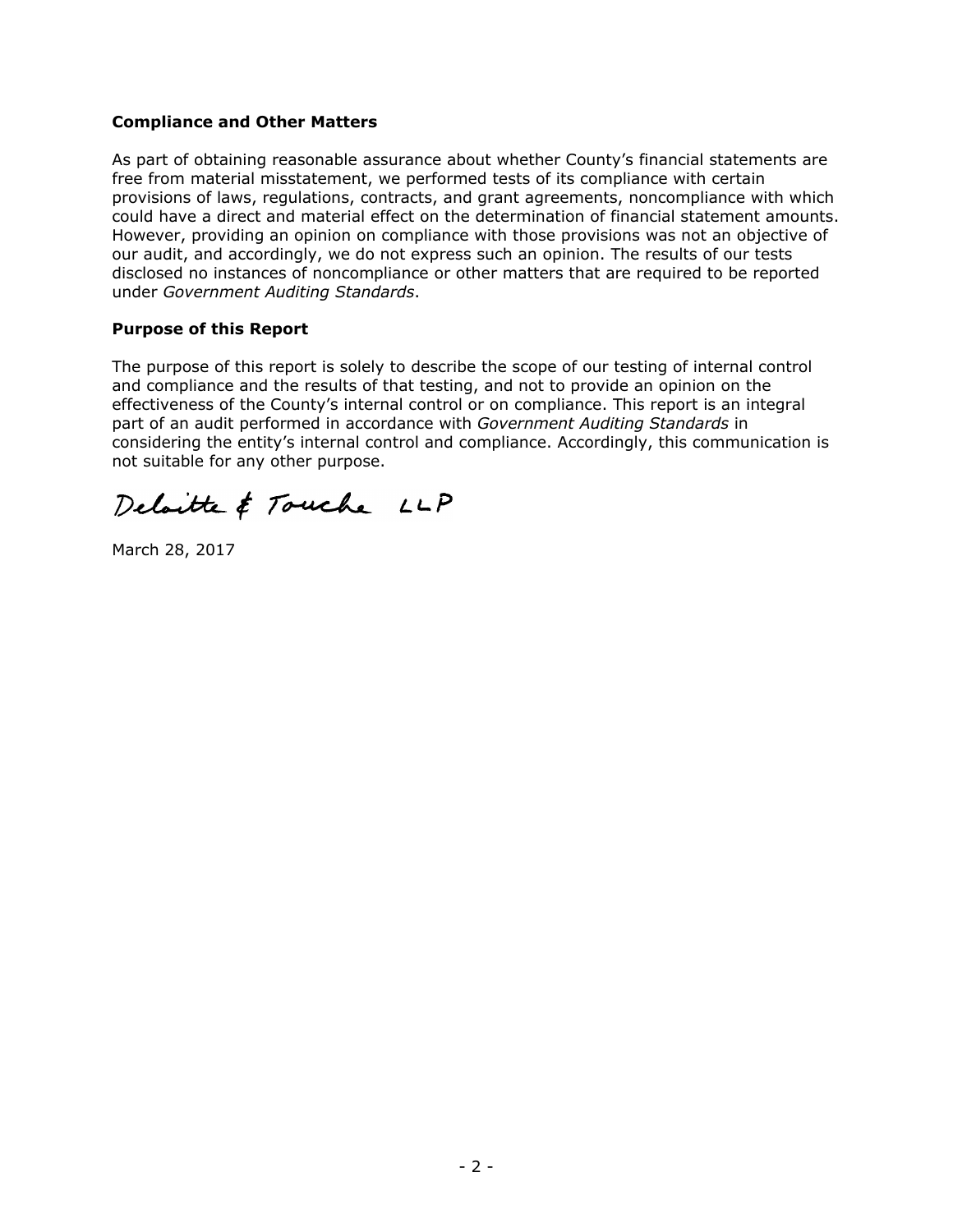**Compliance and Other Matters**

As part of obtaining reasonable assurance about whether County's financial statements are free from material misstatement, we performed tests of its compliance with certain provisions of laws, regulations, contracts, and grant agreements, noncompliance with which could have a direct and material effect on the determination of financial statement amounts. However, providing an opinion on compliance with those provisions was not an objective of our audit, and accordingly, we do not express such an opinion. The results of our tests disclosed no instances of noncompliance or other matters that are required to be reported under *Government Auditing Standards*.

**Purpose of this Report**

The purpose of this report is solely to describe the scope of our testing of internal control and compliance and the results of that testing, and not to provide an opinion on the effectiveness of the County's internal control or on compliance. This report is an integral part of an audit performed in accordance with *Government Auditing Standards* in considering the entity's internal control and compliance. Accordingly, this communication is not suitable for any other purpose.

Deloitte & Touche LLP

March 28, 2017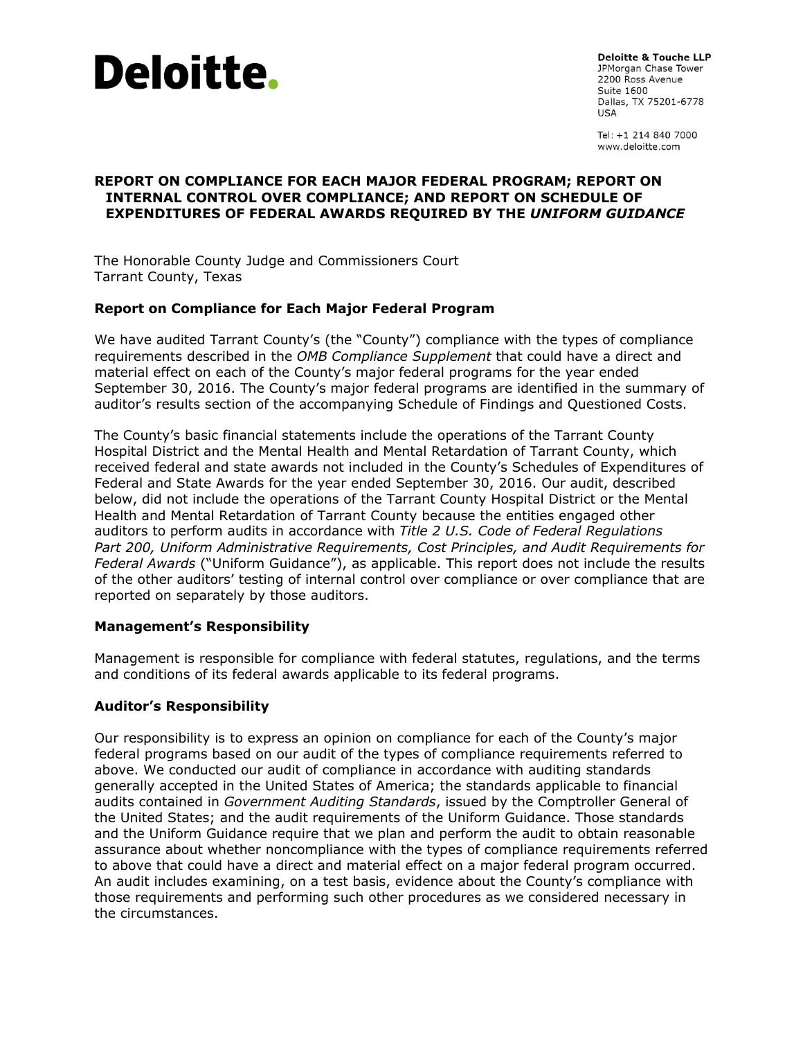**Deloitte.**

**Deloitte & Touche LLP**
JPMorgan Chase Tower
2200 Ross Avenue
Suite 1600
Dallas, TX 75201-6778
USA

Tel: +1 214 840 7000
www.deloitte.com

## REPORT ON COMPLIANCE FOR EACH MAJOR FEDERAL PROGRAM; REPORT ON INTERNAL CONTROL OVER COMPLIANCE; AND REPORT ON SCHEDULE OF EXPENDITURES OF FEDERAL AWARDS REQUIRED BY THE *UNIFORM GUIDANCE*

The Honorable County Judge and Commissioners Court
Tarrant County, Texas

### Report on Compliance for Each Major Federal Program

We have audited Tarrant County's (the "County") compliance with the types of compliance requirements described in the *OMB Compliance Supplement* that could have a direct and material effect on each of the County's major federal programs for the year ended September 30, 2016. The County's major federal programs are identified in the summary of auditor's results section of the accompanying Schedule of Findings and Questioned Costs.

The County's basic financial statements include the operations of the Tarrant County Hospital District and the Mental Health and Mental Retardation of Tarrant County, which received federal and state awards not included in the County's Schedules of Expenditures of Federal and State Awards for the year ended September 30, 2016. Our audit, described below, did not include the operations of the Tarrant County Hospital District or the Mental Health and Mental Retardation of Tarrant County because the entities engaged other auditors to perform audits in accordance with *Title 2 U.S. Code of Federal Regulations Part 200, Uniform Administrative Requirements, Cost Principles, and Audit Requirements for Federal Awards* ("Uniform Guidance"), as applicable. This report does not include the results of the other auditors' testing of internal control over compliance or over compliance that are reported on separately by those auditors.

### Management's Responsibility

Management is responsible for compliance with federal statutes, regulations, and the terms and conditions of its federal awards applicable to its federal programs.

### Auditor's Responsibility

Our responsibility is to express an opinion on compliance for each of the County's major federal programs based on our audit of the types of compliance requirements referred to above. We conducted our audit of compliance in accordance with auditing standards generally accepted in the United States of America; the standards applicable to financial audits contained in *Government Auditing Standards*, issued by the Comptroller General of the United States; and the audit requirements of the Uniform Guidance. Those standards and the Uniform Guidance require that we plan and perform the audit to obtain reasonable assurance about whether noncompliance with the types of compliance requirements referred to above that could have a direct and material effect on a major federal program occurred. An audit includes examining, on a test basis, evidence about the County's compliance with those requirements and performing such other procedures as we considered necessary in the circumstances.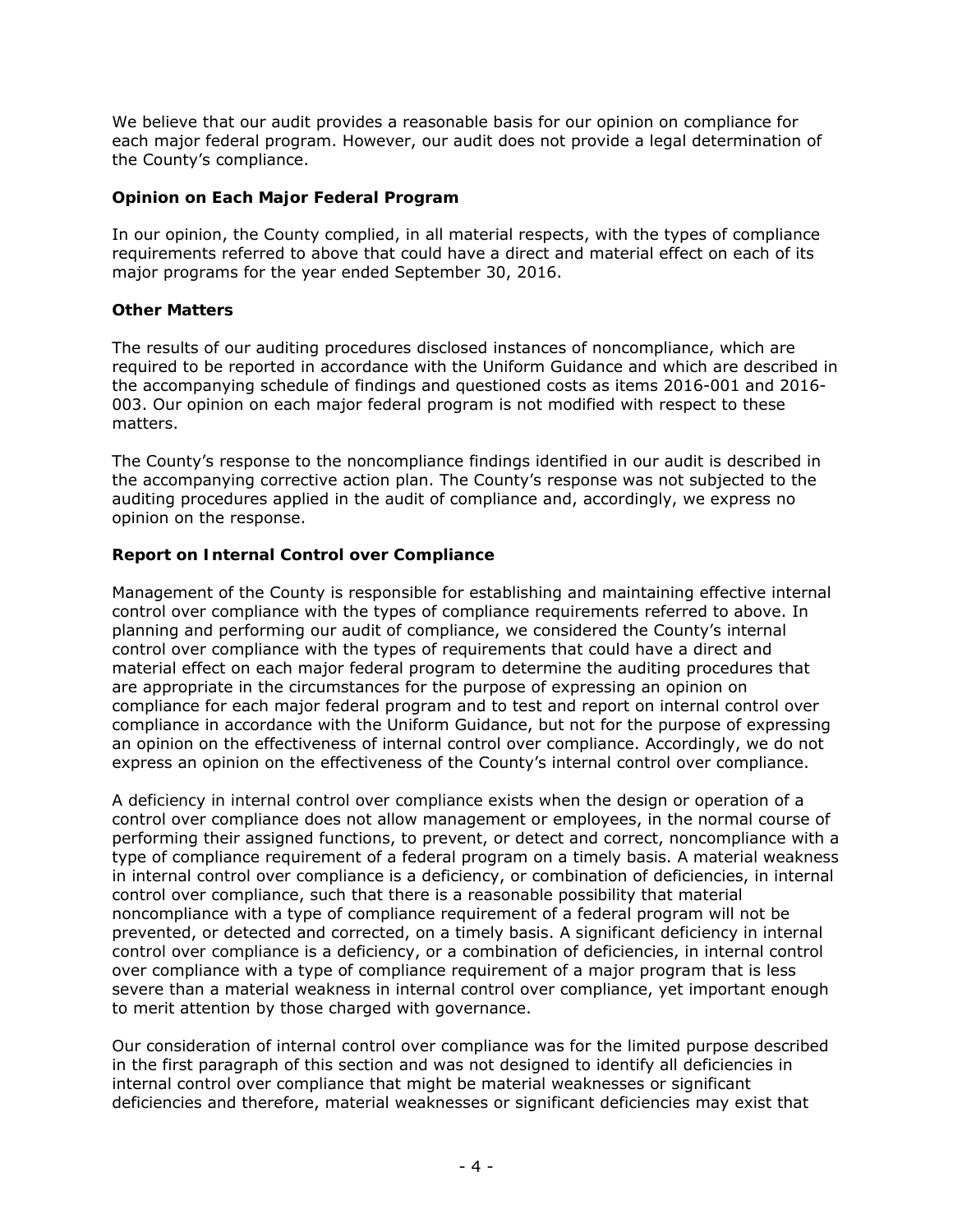We believe that our audit provides a reasonable basis for our opinion on compliance for each major federal program. However, our audit does not provide a legal determination of the County's compliance.

### Opinion on Each Major Federal Program

In our opinion, the County complied, in all material respects, with the types of compliance requirements referred to above that could have a direct and material effect on each of its major programs for the year ended September 30, 2016.

### Other Matters

The results of our auditing procedures disclosed instances of noncompliance, which are required to be reported in accordance with the Uniform Guidance and which are described in the accompanying schedule of findings and questioned costs as items 2016-001 and 2016-003. Our opinion on each major federal program is not modified with respect to these matters.

The County's response to the noncompliance findings identified in our audit is described in the accompanying corrective action plan. The County's response was not subjected to the auditing procedures applied in the audit of compliance and, accordingly, we express no opinion on the response.

### Report on Internal Control over Compliance

Management of the County is responsible for establishing and maintaining effective internal control over compliance with the types of compliance requirements referred to above. In planning and performing our audit of compliance, we considered the County's internal control over compliance with the types of requirements that could have a direct and material effect on each major federal program to determine the auditing procedures that are appropriate in the circumstances for the purpose of expressing an opinion on compliance for each major federal program and to test and report on internal control over compliance in accordance with the Uniform Guidance, but not for the purpose of expressing an opinion on the effectiveness of internal control over compliance. Accordingly, we do not express an opinion on the effectiveness of the County's internal control over compliance.

A deficiency in internal control over compliance exists when the design or operation of a control over compliance does not allow management or employees, in the normal course of performing their assigned functions, to prevent, or detect and correct, noncompliance with a type of compliance requirement of a federal program on a timely basis. A material weakness in internal control over compliance is a deficiency, or combination of deficiencies, in internal control over compliance, such that there is a reasonable possibility that material noncompliance with a type of compliance requirement of a federal program will not be prevented, or detected and corrected, on a timely basis. A significant deficiency in internal control over compliance is a deficiency, or a combination of deficiencies, in internal control over compliance with a type of compliance requirement of a major program that is less severe than a material weakness in internal control over compliance, yet important enough to merit attention by those charged with governance.

Our consideration of internal control over compliance was for the limited purpose described in the first paragraph of this section and was not designed to identify all deficiencies in internal control over compliance that might be material weaknesses or significant deficiencies and therefore, material weaknesses or significant deficiencies may exist that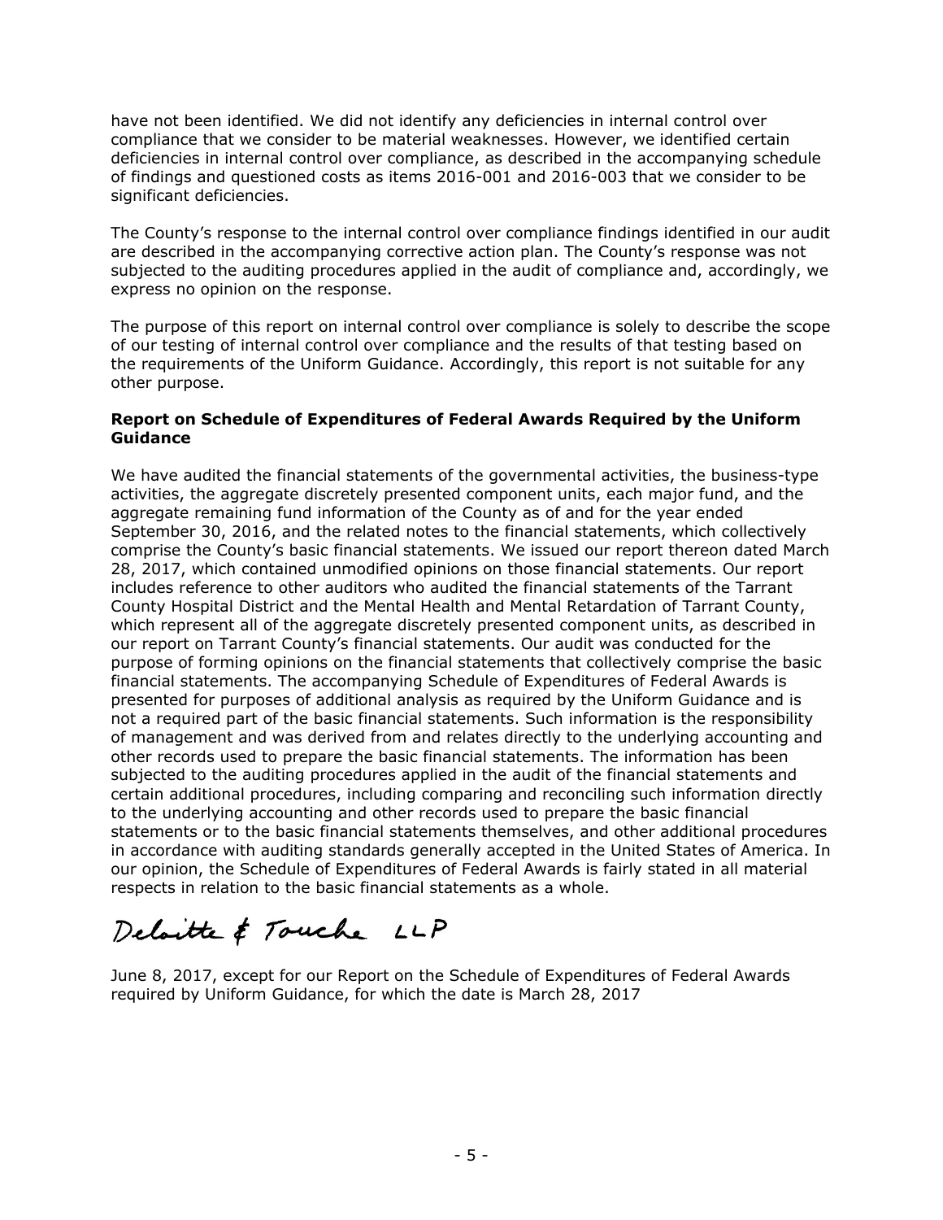have not been identified. We did not identify any deficiencies in internal control over compliance that we consider to be material weaknesses. However, we identified certain deficiencies in internal control over compliance, as described in the accompanying schedule of findings and questioned costs as items 2016-001 and 2016-003 that we consider to be significant deficiencies.

The County's response to the internal control over compliance findings identified in our audit are described in the accompanying corrective action plan. The County's response was not subjected to the auditing procedures applied in the audit of compliance and, accordingly, we express no opinion on the response.

The purpose of this report on internal control over compliance is solely to describe the scope of our testing of internal control over compliance and the results of that testing based on the requirements of the Uniform Guidance. Accordingly, this report is not suitable for any other purpose.

**Report on Schedule of Expenditures of Federal Awards Required by the Uniform Guidance**

We have audited the financial statements of the governmental activities, the business-type activities, the aggregate discretely presented component units, each major fund, and the aggregate remaining fund information of the County as of and for the year ended September 30, 2016, and the related notes to the financial statements, which collectively comprise the County's basic financial statements. We issued our report thereon dated March 28, 2017, which contained unmodified opinions on those financial statements. Our report includes reference to other auditors who audited the financial statements of the Tarrant County Hospital District and the Mental Health and Mental Retardation of Tarrant County, which represent all of the aggregate discretely presented component units, as described in our report on Tarrant County's financial statements. Our audit was conducted for the purpose of forming opinions on the financial statements that collectively comprise the basic financial statements. The accompanying Schedule of Expenditures of Federal Awards is presented for purposes of additional analysis as required by the Uniform Guidance and is not a required part of the basic financial statements. Such information is the responsibility of management and was derived from and relates directly to the underlying accounting and other records used to prepare the basic financial statements. The information has been subjected to the auditing procedures applied in the audit of the financial statements and certain additional procedures, including comparing and reconciling such information directly to the underlying accounting and other records used to prepare the basic financial statements or to the basic financial statements themselves, and other additional procedures in accordance with auditing standards generally accepted in the United States of America. In our opinion, the Schedule of Expenditures of Federal Awards is fairly stated in all material respects in relation to the basic financial statements as a whole.

Deloitte & Touche LLP

June 8, 2017, except for our Report on the Schedule of Expenditures of Federal Awards required by Uniform Guidance, for which the date is March 28, 2017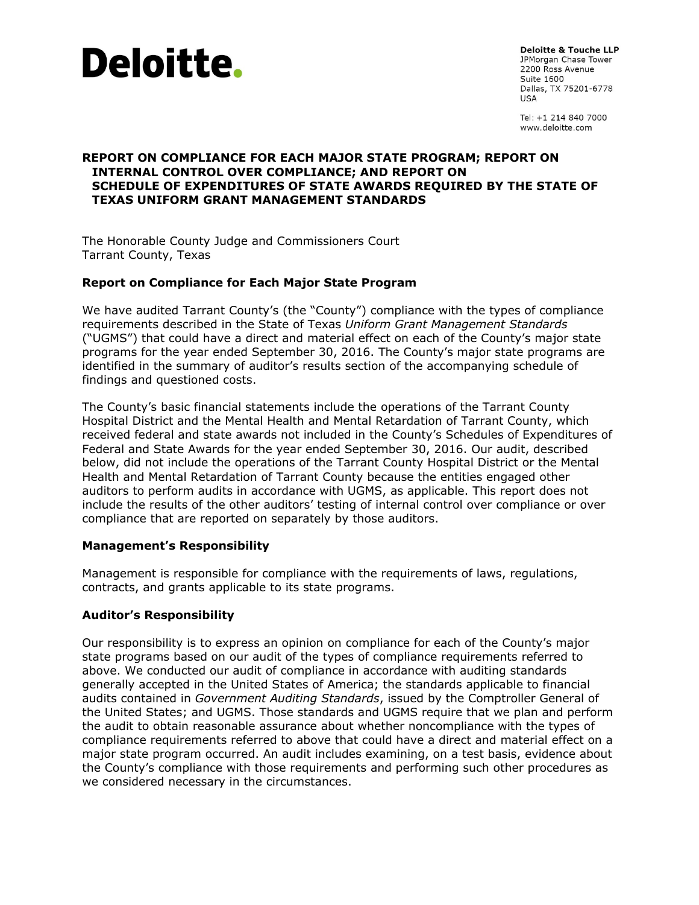**Deloitte.**

**Deloitte & Touche LLP**
JPMorgan Chase Tower
2200 Ross Avenue
Suite 1600
Dallas, TX 75201-6778
USA

Tel: +1 214 840 7000
www.deloitte.com

# REPORT ON COMPLIANCE FOR EACH MAJOR STATE PROGRAM; REPORT ON INTERNAL CONTROL OVER COMPLIANCE; AND REPORT ON SCHEDULE OF EXPENDITURES OF STATE AWARDS REQUIRED BY THE STATE OF TEXAS UNIFORM GRANT MANAGEMENT STANDARDS

The Honorable County Judge and Commissioners Court
Tarrant County, Texas

## Report on Compliance for Each Major State Program

We have audited Tarrant County's (the "County") compliance with the types of compliance requirements described in the State of Texas *Uniform Grant Management Standards* ("UGMS") that could have a direct and material effect on each of the County's major state programs for the year ended September 30, 2016. The County's major state programs are identified in the summary of auditor's results section of the accompanying schedule of findings and questioned costs.

The County's basic financial statements include the operations of the Tarrant County Hospital District and the Mental Health and Mental Retardation of Tarrant County, which received federal and state awards not included in the County's Schedules of Expenditures of Federal and State Awards for the year ended September 30, 2016. Our audit, described below, did not include the operations of the Tarrant County Hospital District or the Mental Health and Mental Retardation of Tarrant County because the entities engaged other auditors to perform audits in accordance with UGMS, as applicable. This report does not include the results of the other auditors' testing of internal control over compliance or over compliance that are reported on separately by those auditors.

## Management's Responsibility

Management is responsible for compliance with the requirements of laws, regulations, contracts, and grants applicable to its state programs.

## Auditor's Responsibility

Our responsibility is to express an opinion on compliance for each of the County's major state programs based on our audit of the types of compliance requirements referred to above. We conducted our audit of compliance in accordance with auditing standards generally accepted in the United States of America; the standards applicable to financial audits contained in *Government Auditing Standards*, issued by the Comptroller General of the United States; and UGMS. Those standards and UGMS require that we plan and perform the audit to obtain reasonable assurance about whether noncompliance with the types of compliance requirements referred to above that could have a direct and material effect on a major state program occurred. An audit includes examining, on a test basis, evidence about the County's compliance with those requirements and performing such other procedures as we considered necessary in the circumstances.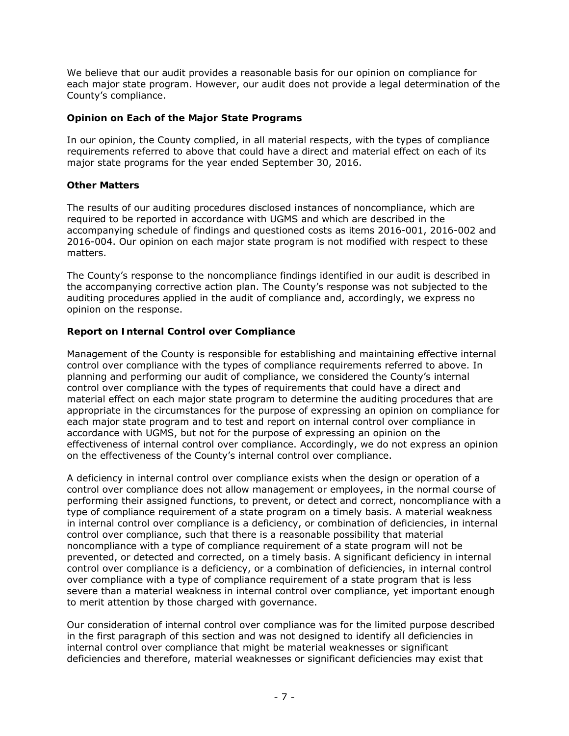We believe that our audit provides a reasonable basis for our opinion on compliance for each major state program. However, our audit does not provide a legal determination of the County's compliance.

**Opinion on Each of the Major State Programs**

In our opinion, the County complied, in all material respects, with the types of compliance requirements referred to above that could have a direct and material effect on each of its major state programs for the year ended September 30, 2016.

**Other Matters**

The results of our auditing procedures disclosed instances of noncompliance, which are required to be reported in accordance with UGMS and which are described in the accompanying schedule of findings and questioned costs as items 2016-001, 2016-002 and 2016-004. Our opinion on each major state program is not modified with respect to these matters.

The County's response to the noncompliance findings identified in our audit is described in the accompanying corrective action plan. The County's response was not subjected to the auditing procedures applied in the audit of compliance and, accordingly, we express no opinion on the response.

**Report on Internal Control over Compliance**

Management of the County is responsible for establishing and maintaining effective internal control over compliance with the types of compliance requirements referred to above. In planning and performing our audit of compliance, we considered the County's internal control over compliance with the types of requirements that could have a direct and material effect on each major state program to determine the auditing procedures that are appropriate in the circumstances for the purpose of expressing an opinion on compliance for each major state program and to test and report on internal control over compliance in accordance with UGMS, but not for the purpose of expressing an opinion on the effectiveness of internal control over compliance. Accordingly, we do not express an opinion on the effectiveness of the County's internal control over compliance.

A deficiency in internal control over compliance exists when the design or operation of a control over compliance does not allow management or employees, in the normal course of performing their assigned functions, to prevent, or detect and correct, noncompliance with a type of compliance requirement of a state program on a timely basis. A material weakness in internal control over compliance is a deficiency, or combination of deficiencies, in internal control over compliance, such that there is a reasonable possibility that material noncompliance with a type of compliance requirement of a state program will not be prevented, or detected and corrected, on a timely basis. A significant deficiency in internal control over compliance is a deficiency, or a combination of deficiencies, in internal control over compliance with a type of compliance requirement of a state program that is less severe than a material weakness in internal control over compliance, yet important enough to merit attention by those charged with governance.

Our consideration of internal control over compliance was for the limited purpose described in the first paragraph of this section and was not designed to identify all deficiencies in internal control over compliance that might be material weaknesses or significant deficiencies and therefore, material weaknesses or significant deficiencies may exist that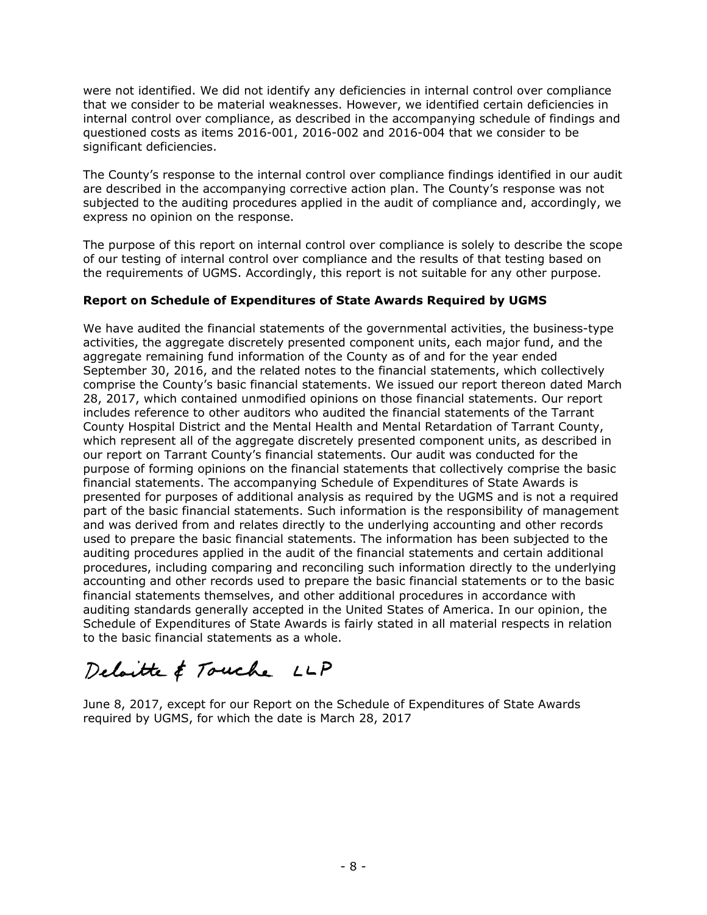were not identified. We did not identify any deficiencies in internal control over compliance that we consider to be material weaknesses. However, we identified certain deficiencies in internal control over compliance, as described in the accompanying schedule of findings and questioned costs as items 2016-001, 2016-002 and 2016-004 that we consider to be significant deficiencies.

The County's response to the internal control over compliance findings identified in our audit are described in the accompanying corrective action plan. The County's response was not subjected to the auditing procedures applied in the audit of compliance and, accordingly, we express no opinion on the response.

The purpose of this report on internal control over compliance is solely to describe the scope of our testing of internal control over compliance and the results of that testing based on the requirements of UGMS. Accordingly, this report is not suitable for any other purpose.

**Report on Schedule of Expenditures of State Awards Required by UGMS**

We have audited the financial statements of the governmental activities, the business-type activities, the aggregate discretely presented component units, each major fund, and the aggregate remaining fund information of the County as of and for the year ended September 30, 2016, and the related notes to the financial statements, which collectively comprise the County's basic financial statements. We issued our report thereon dated March 28, 2017, which contained unmodified opinions on those financial statements. Our report includes reference to other auditors who audited the financial statements of the Tarrant County Hospital District and the Mental Health and Mental Retardation of Tarrant County, which represent all of the aggregate discretely presented component units, as described in our report on Tarrant County's financial statements. Our audit was conducted for the purpose of forming opinions on the financial statements that collectively comprise the basic financial statements. The accompanying Schedule of Expenditures of State Awards is presented for purposes of additional analysis as required by the UGMS and is not a required part of the basic financial statements. Such information is the responsibility of management and was derived from and relates directly to the underlying accounting and other records used to prepare the basic financial statements. The information has been subjected to the auditing procedures applied in the audit of the financial statements and certain additional procedures, including comparing and reconciling such information directly to the underlying accounting and other records used to prepare the basic financial statements or to the basic financial statements themselves, and other additional procedures in accordance with auditing standards generally accepted in the United States of America. In our opinion, the Schedule of Expenditures of State Awards is fairly stated in all material respects in relation to the basic financial statements as a whole.

Deloitte & Touche LLP

June 8, 2017, except for our Report on the Schedule of Expenditures of State Awards required by UGMS, for which the date is March 28, 2017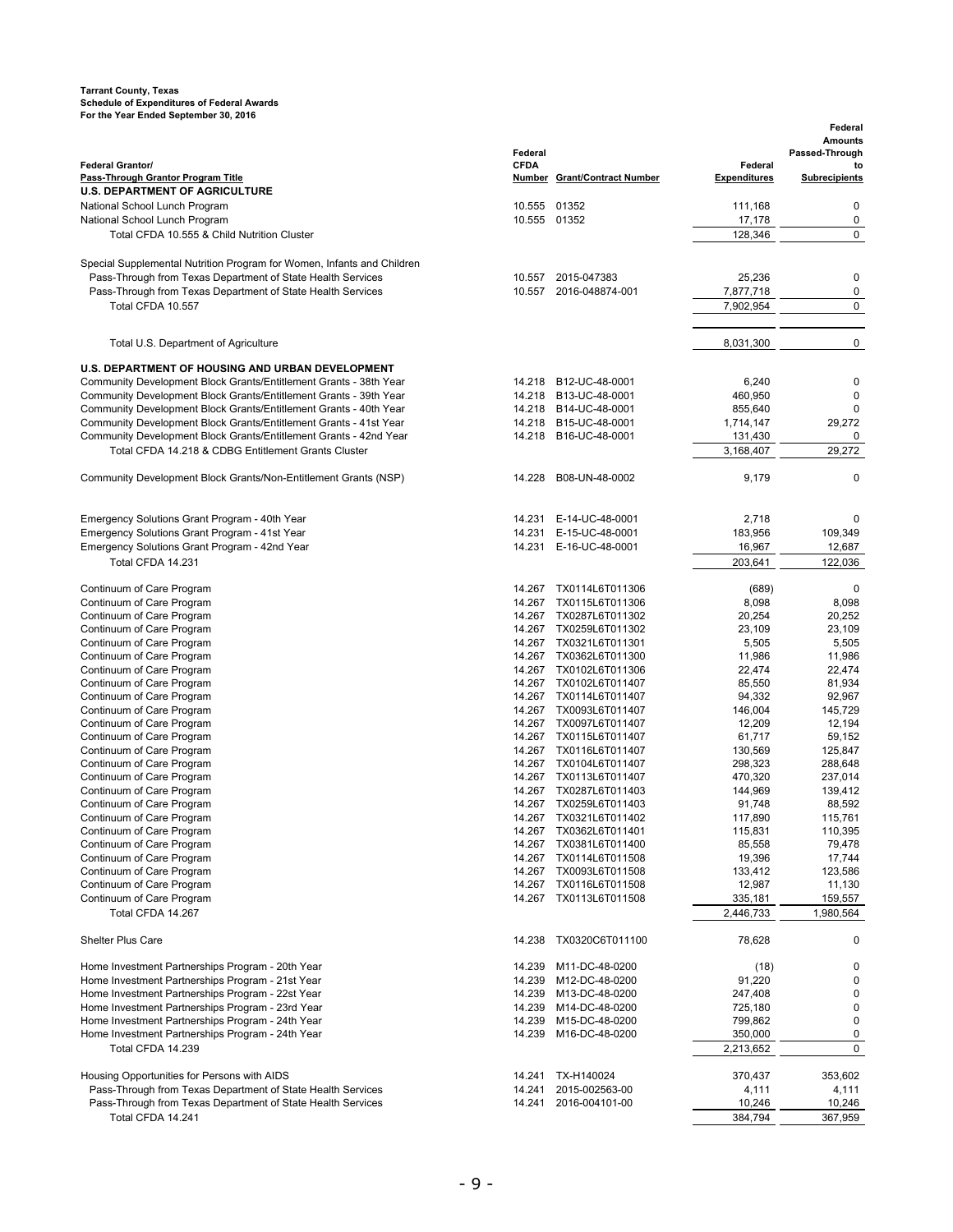**Tarrant County, Texas**
**Schedule of Expenditures of Federal Awards**
**For the Year Ended September 30, 2016**

| Federal Grantor/ Pass-Through Grantor Program Title | Federal CFDA Number | Grant/Contract Number | Federal Expenditures | Federal Amounts Passed-Through to Subrecipients |
|---|---|---|---|---|
| **U.S. DEPARTMENT OF AGRICULTURE** | | | | |
| National School Lunch Program | 10.555 | 01352 | 111,168 | 0 |
| National School Lunch Program | 10.555 | 01352 | 17,178 | 0 |
| Total CFDA 10.555 & Child Nutrition Cluster | | | 128,346 | 0 |
| | | | | |
| Special Supplemental Nutrition Program for Women, Infants and Children | | | | |
| Pass-Through from Texas Department of State Health Services | 10.557 | 2015-047383 | 25,236 | 0 |
| Pass-Through from Texas Department of State Health Services | 10.557 | 2016-048874-001 | 7,877,718 | 0 |
| Total CFDA 10.557 | | | 7,902,954 | 0 |
| | | | | |
| Total U.S. Department of Agriculture | | | 8,031,300 | 0 |
| | | | | |
| **U.S. DEPARTMENT OF HOUSING AND URBAN DEVELOPMENT** | | | | |
| Community Development Block Grants/Entitlement Grants - 38th Year | 14.218 | B12-UC-48-0001 | 6,240 | 0 |
| Community Development Block Grants/Entitlement Grants - 39th Year | 14.218 | B13-UC-48-0001 | 460,950 | 0 |
| Community Development Block Grants/Entitlement Grants - 40th Year | 14.218 | B14-UC-48-0001 | 855,640 | 0 |
| Community Development Block Grants/Entitlement Grants - 41st Year | 14.218 | B15-UC-48-0001 | 1,714,147 | 29,272 |
| Community Development Block Grants/Entitlement Grants - 42nd Year | 14.218 | B16-UC-48-0001 | 131,430 | 0 |
| Total CFDA 14.218 & CDBG Entitlement Grants Cluster | | | 3,168,407 | 29,272 |
| | | | | |
| Community Development Block Grants/Non-Entitlement Grants (NSP) | 14.228 | B08-UN-48-0002 | 9,179 | 0 |
| | | | | |
| Emergency Solutions Grant Program - 40th Year | 14.231 | E-14-UC-48-0001 | 2,718 | 0 |
| Emergency Solutions Grant Program - 41st Year | 14.231 | E-15-UC-48-0001 | 183,956 | 109,349 |
| Emergency Solutions Grant Program - 42nd Year | 14.231 | E-16-UC-48-0001 | 16,967 | 12,687 |
| Total CFDA 14.231 | | | 203,641 | 122,036 |
| | | | | |
| Continuum of Care Program | 14.267 | TX0114L6T011306 | (689) | 0 |
| Continuum of Care Program | 14.267 | TX0115L6T011306 | 8,098 | 8,098 |
| Continuum of Care Program | 14.267 | TX0287L6T011302 | 20,254 | 20,252 |
| Continuum of Care Program | 14.267 | TX0259L6T011302 | 23,109 | 23,109 |
| Continuum of Care Program | 14.267 | TX0321L6T011301 | 5,505 | 5,505 |
| Continuum of Care Program | 14.267 | TX0362L6T011300 | 11,986 | 11,986 |
| Continuum of Care Program | 14.267 | TX0102L6T011306 | 22,474 | 22,474 |
| Continuum of Care Program | 14.267 | TX0102L6T011407 | 85,550 | 81,934 |
| Continuum of Care Program | 14.267 | TX0114L6T011407 | 94,332 | 92,967 |
| Continuum of Care Program | 14.267 | TX0093L6T011407 | 146,004 | 145,729 |
| Continuum of Care Program | 14.267 | TX0097L6T011407 | 12,209 | 12,194 |
| Continuum of Care Program | 14.267 | TX0115L6T011407 | 61,717 | 59,152 |
| Continuum of Care Program | 14.267 | TX0116L6T011407 | 130,569 | 125,847 |
| Continuum of Care Program | 14.267 | TX0104L6T011407 | 298,323 | 288,648 |
| Continuum of Care Program | 14.267 | TX0113L6T011407 | 470,320 | 237,014 |
| Continuum of Care Program | 14.267 | TX0287L6T011403 | 144,969 | 139,412 |
| Continuum of Care Program | 14.267 | TX0259L6T011403 | 91,748 | 88,592 |
| Continuum of Care Program | 14.267 | TX0321L6T011402 | 117,890 | 115,761 |
| Continuum of Care Program | 14.267 | TX0362L6T011401 | 115,831 | 110,395 |
| Continuum of Care Program | 14.267 | TX0381L6T011400 | 85,558 | 79,478 |
| Continuum of Care Program | 14.267 | TX0114L6T011508 | 19,396 | 17,744 |
| Continuum of Care Program | 14.267 | TX0093L6T011508 | 133,412 | 123,586 |
| Continuum of Care Program | 14.267 | TX0116L6T011508 | 12,987 | 11,130 |
| Continuum of Care Program | 14.267 | TX0113L6T011508 | 335,181 | 159,557 |
| Total CFDA 14.267 | | | 2,446,733 | 1,980,564 |
| | | | | |
| Shelter Plus Care | 14.238 | TX0320C6T011100 | 78,628 | 0 |
| | | | | |
| Home Investment Partnerships Program - 20th Year | 14.239 | M11-DC-48-0200 | (18) | 0 |
| Home Investment Partnerships Program - 21st Year | 14.239 | M12-DC-48-0200 | 91,220 | 0 |
| Home Investment Partnerships Program - 22st Year | 14.239 | M13-DC-48-0200 | 247,408 | 0 |
| Home Investment Partnerships Program - 23rd Year | 14.239 | M14-DC-48-0200 | 725,180 | 0 |
| Home Investment Partnerships Program - 24th Year | 14.239 | M15-DC-48-0200 | 799,862 | 0 |
| Home Investment Partnerships Program - 24th Year | 14.239 | M16-DC-48-0200 | 350,000 | 0 |
| Total CFDA 14.239 | | | 2,213,652 | 0 |
| | | | | |
| Housing Opportunities for Persons with AIDS | 14.241 | TX-H140024 | 370,437 | 353,602 |
| Pass-Through from Texas Department of State Health Services | 14.241 | 2015-002563-00 | 4,111 | 4,111 |
| Pass-Through from Texas Department of State Health Services | 14.241 | 2016-004101-00 | 10,246 | 10,246 |
| Total CFDA 14.241 | | | 384,794 | 367,959 |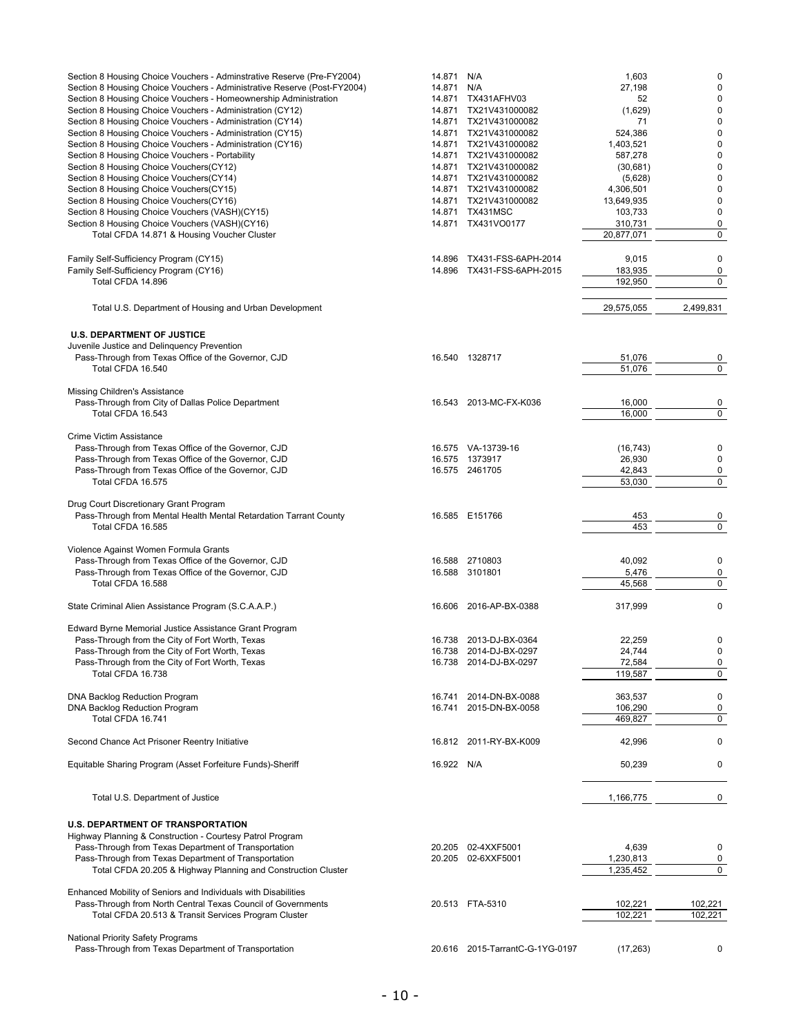| | | | | |
|---|---|---|---|---|
| Section 8 Housing Choice Vouchers - Adminstrative Reserve (Pre-FY2004) | 14.871 | N/A | 1,603 | 0 |
| Section 8 Housing Choice Vouchers - Administrative Reserve (Post-FY2004) | 14.871 | N/A | 27,198 | 0 |
| Section 8 Housing Choice Vouchers - Homeownership Administration | 14.871 | TX431AFHV03 | 52 | 0 |
| Section 8 Housing Choice Vouchers - Administration (CY12) | 14.871 | TX21V431000082 | (1,629) | 0 |
| Section 8 Housing Choice Vouchers - Administration (CY14) | 14.871 | TX21V431000082 | 71 | 0 |
| Section 8 Housing Choice Vouchers - Administration (CY15) | 14.871 | TX21V431000082 | 524,386 | 0 |
| Section 8 Housing Choice Vouchers - Administration (CY16) | 14.871 | TX21V431000082 | 1,403,521 | 0 |
| Section 8 Housing Choice Vouchers - Portability | 14.871 | TX21V431000082 | 587,278 | 0 |
| Section 8 Housing Choice Vouchers(CY12) | 14.871 | TX21V431000082 | (30,681) | 0 |
| Section 8 Housing Choice Vouchers(CY14) | 14.871 | TX21V431000082 | (5,628) | 0 |
| Section 8 Housing Choice Vouchers(CY15) | 14.871 | TX21V431000082 | 4,306,501 | 0 |
| Section 8 Housing Choice Vouchers(CY16) | 14.871 | TX21V431000082 | 13,649,935 | 0 |
| Section 8 Housing Choice Vouchers (VASH)(CY15) | 14.871 | TX431MSC | 103,733 | 0 |
| Section 8 Housing Choice Vouchers (VASH)(CY16) | 14.871 | TX431VO0177 | 310,731 | 0 |
| Total CFDA 14.871 & Housing Voucher Cluster | | | 20,877,071 | 0 |
| | | | | |
| Family Self-Sufficiency Program (CY15) | 14.896 | TX431-FSS-6APH-2014 | 9,015 | 0 |
| Family Self-Sufficiency Program (CY16) | 14.896 | TX431-FSS-6APH-2015 | 183,935 | 0 |
| Total CFDA 14.896 | | | 192,950 | 0 |
| | | | | |
| Total U.S. Department of Housing and Urban Development | | | 29,575,055 | 2,499,831 |
| | | | | |
| **U.S. DEPARTMENT OF JUSTICE** | | | | |
| Juvenile Justice and Delinquency Prevention | | | | |
| Pass-Through from Texas Office of the Governor, CJD | 16.540 | 1328717 | 51,076 | 0 |
| Total CFDA 16.540 | | | 51,076 | 0 |
| | | | | |
| Missing Children's Assistance | | | | |
| Pass-Through from City of Dallas Police Department | 16.543 | 2013-MC-FX-K036 | 16,000 | 0 |
| Total CFDA 16.543 | | | 16,000 | 0 |
| | | | | |
| Crime Victim Assistance | | | | |
| Pass-Through from Texas Office of the Governor, CJD | 16.575 | VA-13739-16 | (16,743) | 0 |
| Pass-Through from Texas Office of the Governor, CJD | 16.575 | 1373917 | 26,930 | 0 |
| Pass-Through from Texas Office of the Governor, CJD | 16.575 | 2461705 | 42,843 | 0 |
| Total CFDA 16.575 | | | 53,030 | 0 |
| | | | | |
| Drug Court Discretionary Grant Program | | | | |
| Pass-Through from Mental Health Mental Retardation Tarrant County | 16.585 | E151766 | 453 | 0 |
| Total CFDA 16.585 | | | 453 | 0 |
| | | | | |
| Violence Against Women Formula Grants | | | | |
| Pass-Through from Texas Office of the Governor, CJD | 16.588 | 2710803 | 40,092 | 0 |
| Pass-Through from Texas Office of the Governor, CJD | 16.588 | 3101801 | 5,476 | 0 |
| Total CFDA 16.588 | | | 45,568 | 0 |
| | | | | |
| State Criminal Alien Assistance Program (S.C.A.A.P.) | 16.606 | 2016-AP-BX-0388 | 317,999 | 0 |
| | | | | |
| Edward Byrne Memorial Justice Assistance Grant Program | | | | |
| Pass-Through from the City of Fort Worth, Texas | 16.738 | 2013-DJ-BX-0364 | 22,259 | 0 |
| Pass-Through from the City of Fort Worth, Texas | 16.738 | 2014-DJ-BX-0297 | 24,744 | 0 |
| Pass-Through from the City of Fort Worth, Texas | 16.738 | 2014-DJ-BX-0297 | 72,584 | 0 |
| Total CFDA 16.738 | | | 119,587 | 0 |
| | | | | |
| DNA Backlog Reduction Program | 16.741 | 2014-DN-BX-0088 | 363,537 | 0 |
| DNA Backlog Reduction Program | 16.741 | 2015-DN-BX-0058 | 106,290 | 0 |
| Total CFDA 16.741 | | | 469,827 | 0 |
| | | | | |
| Second Chance Act Prisoner Reentry Initiative | 16.812 | 2011-RY-BX-K009 | 42,996 | 0 |
| | | | | |
| Equitable Sharing Program (Asset Forfeiture Funds)-Sheriff | 16.922 | N/A | 50,239 | 0 |
| | | | | |
| Total U.S. Department of Justice | | | 1,166,775 | 0 |
| | | | | |
| **U.S. DEPARTMENT OF TRANSPORTATION** | | | | |
| Highway Planning & Construction - Courtesy Patrol Program | | | | |
| Pass-Through from Texas Department of Transportation | 20.205 | 02-4XXF5001 | 4,639 | 0 |
| Pass-Through from Texas Department of Transportation | 20.205 | 02-6XXF5001 | 1,230,813 | 0 |
| Total CFDA 20.205 & Highway Planning and Construction Cluster | | | 1,235,452 | 0 |
| | | | | |
| Enhanced Mobility of Seniors and Individuals with Disabilities | | | | |
| Pass-Through from North Central Texas Council of Governments | 20.513 | FTA-5310 | 102,221 | 102,221 |
| Total CFDA 20.513 & Transit Services Program Cluster | | | 102,221 | 102,221 |
| | | | | |
| National Priority Safety Programs | | | | |
| Pass-Through from Texas Department of Transportation | 20.616 | 2015-TarrantC-G-1YG-0197 | (17,263) | 0 |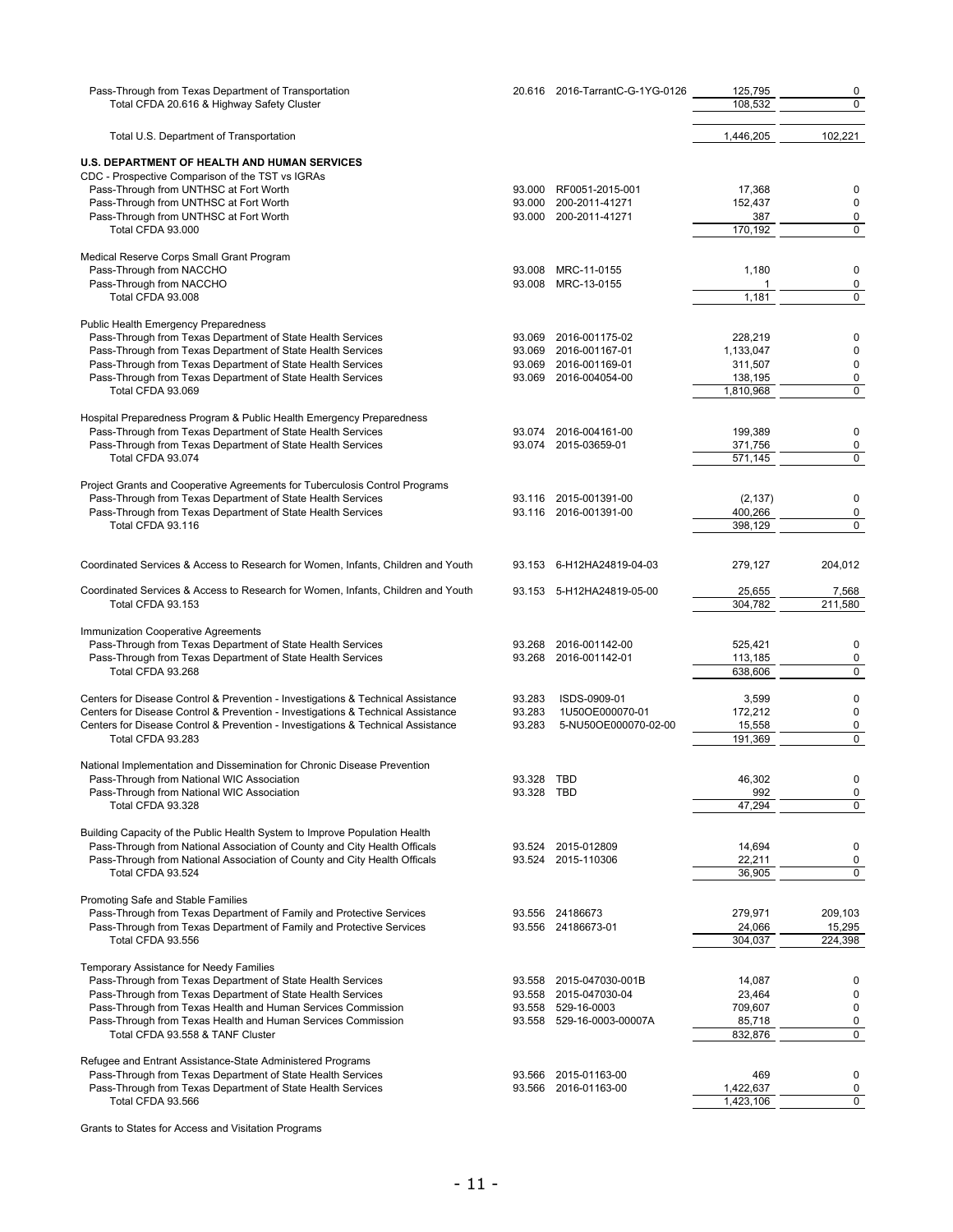| Program / Grantor | CFDA | Grant Number | Expenditures | Passed Through to Subrecipients |
|---|---|---|---|---|
| Pass-Through from Texas Department of Transportation | 20.616 | 2016-TarrantC-G-1YG-0126 | 125,795 | 0 |
| Total CFDA 20.616 & Highway Safety Cluster | | | 108,532 | 0 |
| | | | | |
| Total U.S. Department of Transportation | | | 1,446,205 | 102,221 |
| | | | | |
| **U.S. DEPARTMENT OF HEALTH AND HUMAN SERVICES** | | | | |
| CDC - Prospective Comparison of the TST vs IGRAs | | | | |
| Pass-Through from UNTHSC at Fort Worth | 93.000 | RF0051-2015-001 | 17,368 | 0 |
| Pass-Through from UNTHSC at Fort Worth | 93.000 | 200-2011-41271 | 152,437 | 0 |
| Pass-Through from UNTHSC at Fort Worth | 93.000 | 200-2011-41271 | 387 | 0 |
| Total CFDA 93.000 | | | 170,192 | 0 |
| | | | | |
| Medical Reserve Corps Small Grant Program | | | | |
| Pass-Through from NACCHO | 93.008 | MRC-11-0155 | 1,180 | 0 |
| Pass-Through from NACCHO | 93.008 | MRC-13-0155 | 1 | 0 |
| Total CFDA 93.008 | | | 1,181 | 0 |
| | | | | |
| Public Health Emergency Preparedness | | | | |
| Pass-Through from Texas Department of State Health Services | 93.069 | 2016-001175-02 | 228,219 | 0 |
| Pass-Through from Texas Department of State Health Services | 93.069 | 2016-001167-01 | 1,133,047 | 0 |
| Pass-Through from Texas Department of State Health Services | 93.069 | 2016-001169-01 | 311,507 | 0 |
| Pass-Through from Texas Department of State Health Services | 93.069 | 2016-004054-00 | 138,195 | 0 |
| Total CFDA 93.069 | | | 1,810,968 | 0 |
| | | | | |
| Hospital Preparedness Program & Public Health Emergency Preparedness | | | | |
| Pass-Through from Texas Department of State Health Services | 93.074 | 2016-004161-00 | 199,389 | 0 |
| Pass-Through from Texas Department of State Health Services | 93.074 | 2015-03659-01 | 371,756 | 0 |
| Total CFDA 93.074 | | | 571,145 | 0 |
| | | | | |
| Project Grants and Cooperative Agreements for Tuberculosis Control Programs | | | | |
| Pass-Through from Texas Department of State Health Services | 93.116 | 2015-001391-00 | (2,137) | 0 |
| Pass-Through from Texas Department of State Health Services | 93.116 | 2016-001391-00 | 400,266 | 0 |
| Total CFDA 93.116 | | | 398,129 | 0 |
| | | | | |
| Coordinated Services & Access to Research for Women, Infants, Children and Youth | 93.153 | 6-H12HA24819-04-03 | 279,127 | 204,012 |
| | | | | |
| Coordinated Services & Access to Research for Women, Infants, Children and Youth | 93.153 | 5-H12HA24819-05-00 | 25,655 | 7,568 |
| Total CFDA 93.153 | | | 304,782 | 211,580 |
| | | | | |
| Immunization Cooperative Agreements | | | | |
| Pass-Through from Texas Department of State Health Services | 93.268 | 2016-001142-00 | 525,421 | 0 |
| Pass-Through from Texas Department of State Health Services | 93.268 | 2016-001142-01 | 113,185 | 0 |
| Total CFDA 93.268 | | | 638,606 | 0 |
| | | | | |
| Centers for Disease Control & Prevention - Investigations & Technical Assistance | 93.283 | ISDS-0909-01 | 3,599 | 0 |
| Centers for Disease Control & Prevention - Investigations & Technical Assistance | 93.283 | 1U50OE000070-01 | 172,212 | 0 |
| Centers for Disease Control & Prevention - Investigations & Technical Assistance | 93.283 | 5-NU50OE000070-02-00 | 15,558 | 0 |
| Total CFDA 93.283 | | | 191,369 | 0 |
| | | | | |
| National Implementation and Dissemination for Chronic Disease Prevention | | | | |
| Pass-Through from National WIC Association | 93.328 | TBD | 46,302 | 0 |
| Pass-Through from National WIC Association | 93.328 | TBD | 992 | 0 |
| Total CFDA 93.328 | | | 47,294 | 0 |
| | | | | |
| Building Capacity of the Public Health System to Improve Population Health | | | | |
| Pass-Through from National Association of County and City Health Officals | 93.524 | 2015-012809 | 14,694 | 0 |
| Pass-Through from National Association of County and City Health Officals | 93.524 | 2015-110306 | 22,211 | 0 |
| Total CFDA 93.524 | | | 36,905 | 0 |
| | | | | |
| Promoting Safe and Stable Families | | | | |
| Pass-Through from Texas Department of Family and Protective Services | 93.556 | 24186673 | 279,971 | 209,103 |
| Pass-Through from Texas Department of Family and Protective Services | 93.556 | 24186673-01 | 24,066 | 15,295 |
| Total CFDA 93.556 | | | 304,037 | 224,398 |
| | | | | |
| Temporary Assistance for Needy Families | | | | |
| Pass-Through from Texas Department of State Health Services | 93.558 | 2015-047030-001B | 14,087 | 0 |
| Pass-Through from Texas Department of State Health Services | 93.558 | 2015-047030-04 | 23,464 | 0 |
| Pass-Through from Texas Health and Human Services Commission | 93.558 | 529-16-0003 | 709,607 | 0 |
| Pass-Through from Texas Health and Human Services Commission | 93.558 | 529-16-0003-00007A | 85,718 | 0 |
| Total CFDA 93.558 & TANF Cluster | | | 832,876 | 0 |
| | | | | |
| Refugee and Entrant Assistance-State Administered Programs | | | | |
| Pass-Through from Texas Department of State Health Services | 93.566 | 2015-01163-00 | 469 | 0 |
| Pass-Through from Texas Department of State Health Services | 93.566 | 2016-01163-00 | 1,422,637 | 0 |
| Total CFDA 93.566 | | | 1,423,106 | 0 |
| | | | | |
| Grants to States for Access and Visitation Programs | | | | |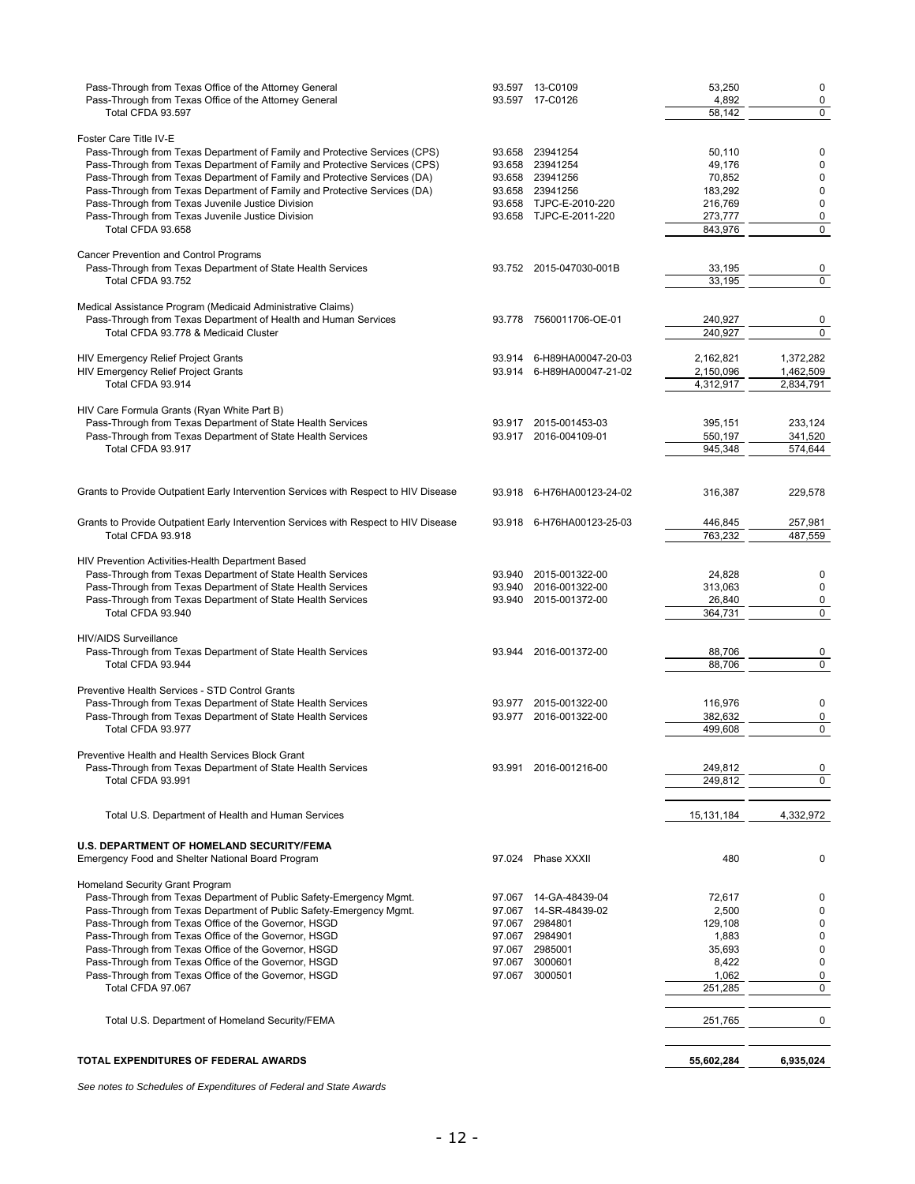| | | | | |
|---|---|---|---|---|
| Pass-Through from Texas Office of the Attorney General | 93.597 | 13-C0109 | 53,250 | 0 |
| Pass-Through from Texas Office of the Attorney General | 93.597 | 17-C0126 | 4,892 | 0 |
| Total CFDA 93.597 | | | 58,142 | 0 |
| Foster Care Title IV-E | | | | |
| Pass-Through from Texas Department of Family and Protective Services (CPS) | 93.658 | 23941254 | 50,110 | 0 |
| Pass-Through from Texas Department of Family and Protective Services (CPS) | 93.658 | 23941254 | 49,176 | 0 |
| Pass-Through from Texas Department of Family and Protective Services (DA) | 93.658 | 23941256 | 70,852 | 0 |
| Pass-Through from Texas Department of Family and Protective Services (DA) | 93.658 | 23941256 | 183,292 | 0 |
| Pass-Through from Texas Juvenile Justice Division | 93.658 | TJPC-E-2010-220 | 216,769 | 0 |
| Pass-Through from Texas Juvenile Justice Division | 93.658 | TJPC-E-2011-220 | 273,777 | 0 |
| Total CFDA 93.658 | | | 843,976 | 0 |
| Cancer Prevention and Control Programs | | | | |
| Pass-Through from Texas Department of State Health Services | 93.752 | 2015-047030-001B | 33,195 | 0 |
| Total CFDA 93.752 | | | 33,195 | 0 |
| Medical Assistance Program (Medicaid Administrative Claims) | | | | |
| Pass-Through from Texas Department of Health and Human Services | 93.778 | 7560011706-OE-01 | 240,927 | 0 |
| Total CFDA 93.778 & Medicaid Cluster | | | 240,927 | 0 |
| HIV Emergency Relief Project Grants | 93.914 | 6-H89HA00047-20-03 | 2,162,821 | 1,372,282 |
| HIV Emergency Relief Project Grants | 93.914 | 6-H89HA00047-21-02 | 2,150,096 | 1,462,509 |
| Total CFDA 93.914 | | | 4,312,917 | 2,834,791 |
| HIV Care Formula Grants (Ryan White Part B) | | | | |
| Pass-Through from Texas Department of State Health Services | 93.917 | 2015-001453-03 | 395,151 | 233,124 |
| Pass-Through from Texas Department of State Health Services | 93.917 | 2016-004109-01 | 550,197 | 341,520 |
| Total CFDA 93.917 | | | 945,348 | 574,644 |
| Grants to Provide Outpatient Early Intervention Services with Respect to HIV Disease | 93.918 | 6-H76HA00123-24-02 | 316,387 | 229,578 |
| Grants to Provide Outpatient Early Intervention Services with Respect to HIV Disease | 93.918 | 6-H76HA00123-25-03 | 446,845 | 257,981 |
| Total CFDA 93.918 | | | 763,232 | 487,559 |
| HIV Prevention Activities-Health Department Based | | | | |
| Pass-Through from Texas Department of State Health Services | 93.940 | 2015-001322-00 | 24,828 | 0 |
| Pass-Through from Texas Department of State Health Services | 93.940 | 2016-001322-00 | 313,063 | 0 |
| Pass-Through from Texas Department of State Health Services | 93.940 | 2015-001372-00 | 26,840 | 0 |
| Total CFDA 93.940 | | | 364,731 | 0 |
| HIV/AIDS Surveillance | | | | |
| Pass-Through from Texas Department of State Health Services | 93.944 | 2016-001372-00 | 88,706 | 0 |
| Total CFDA 93.944 | | | 88,706 | 0 |
| Preventive Health Services - STD Control Grants | | | | |
| Pass-Through from Texas Department of State Health Services | 93.977 | 2015-001322-00 | 116,976 | 0 |
| Pass-Through from Texas Department of State Health Services | 93.977 | 2016-001322-00 | 382,632 | 0 |
| Total CFDA 93.977 | | | 499,608 | 0 |
| Preventive Health and Health Services Block Grant | | | | |
| Pass-Through from Texas Department of State Health Services | 93.991 | 2016-001216-00 | 249,812 | 0 |
| Total CFDA 93.991 | | | 249,812 | 0 |
| Total U.S. Department of Health and Human Services | | | 15,131,184 | 4,332,972 |
| **U.S. DEPARTMENT OF HOMELAND SECURITY/FEMA** | | | | |
| Emergency Food and Shelter National Board Program | 97.024 | Phase XXXII | 480 | 0 |
| Homeland Security Grant Program | | | | |
| Pass-Through from Texas Department of Public Safety-Emergency Mgmt. | 97.067 | 14-GA-48439-04 | 72,617 | 0 |
| Pass-Through from Texas Department of Public Safety-Emergency Mgmt. | 97.067 | 14-SR-48439-02 | 2,500 | 0 |
| Pass-Through from Texas Office of the Governor, HSGD | 97.067 | 2984801 | 129,108 | 0 |
| Pass-Through from Texas Office of the Governor, HSGD | 97.067 | 2984901 | 1,883 | 0 |
| Pass-Through from Texas Office of the Governor, HSGD | 97.067 | 2985001 | 35,693 | 0 |
| Pass-Through from Texas Office of the Governor, HSGD | 97.067 | 3000601 | 8,422 | 0 |
| Pass-Through from Texas Office of the Governor, HSGD | 97.067 | 3000501 | 1,062 | 0 |
| Total CFDA 97.067 | | | 251,285 | 0 |
| Total U.S. Department of Homeland Security/FEMA | | | 251,765 | 0 |
| **TOTAL EXPENDITURES OF FEDERAL AWARDS** | | | **55,602,284** | **6,935,024** |

*See notes to Schedules of Expenditures of Federal and State Awards*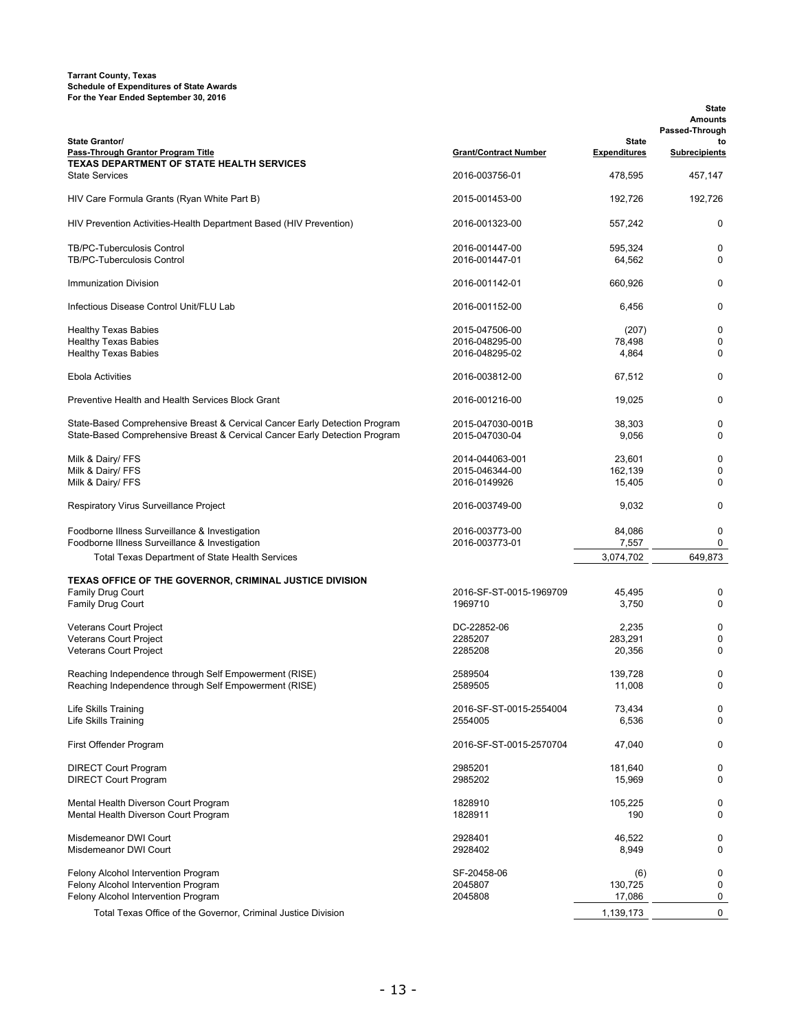**Tarrant County, Texas**
**Schedule of Expenditures of State Awards**
**For the Year Ended September 30, 2016**

| State Grantor/ Pass-Through Grantor Program Title | Grant/Contract Number | State Expenditures | State Amounts Passed-Through to Subrecipients |
|---|---|---|---|
| **TEXAS DEPARTMENT OF STATE HEALTH SERVICES** | | | |
| State Services | 2016-003756-01 | 478,595 | 457,147 |
| HIV Care Formula Grants (Ryan White Part B) | 2015-001453-00 | 192,726 | 192,726 |
| HIV Prevention Activities-Health Department Based (HIV Prevention) | 2016-001323-00 | 557,242 | 0 |
| TB/PC-Tuberculosis Control | 2016-001447-00 | 595,324 | 0 |
| TB/PC-Tuberculosis Control | 2016-001447-01 | 64,562 | 0 |
| Immunization Division | 2016-001142-01 | 660,926 | 0 |
| Infectious Disease Control Unit/FLU Lab | 2016-001152-00 | 6,456 | 0 |
| Healthy Texas Babies | 2015-047506-00 | (207) | 0 |
| Healthy Texas Babies | 2016-048295-00 | 78,498 | 0 |
| Healthy Texas Babies | 2016-048295-02 | 4,864 | 0 |
| Ebola Activities | 2016-003812-00 | 67,512 | 0 |
| Preventive Health and Health Services Block Grant | 2016-001216-00 | 19,025 | 0 |
| State-Based Comprehensive Breast & Cervical Cancer Early Detection Program | 2015-047030-001B | 38,303 | 0 |
| State-Based Comprehensive Breast & Cervical Cancer Early Detection Program | 2015-047030-04 | 9,056 | 0 |
| Milk & Dairy/ FFS | 2014-044063-001 | 23,601 | 0 |
| Milk & Dairy/ FFS | 2015-046344-00 | 162,139 | 0 |
| Milk & Dairy/ FFS | 2016-0149926 | 15,405 | 0 |
| Respiratory Virus Surveillance Project | 2016-003749-00 | 9,032 | 0 |
| Foodborne Illness Surveillance & Investigation | 2016-003773-00 | 84,086 | 0 |
| Foodborne Illness Surveillance & Investigation | 2016-003773-01 | 7,557 | 0 |
| Total Texas Department of State Health Services | | 3,074,702 | 649,873 |
| **TEXAS OFFICE OF THE GOVERNOR, CRIMINAL JUSTICE DIVISION** | | | |
| Family Drug Court | 2016-SF-ST-0015-1969709 | 45,495 | 0 |
| Family Drug Court | 1969710 | 3,750 | 0 |
| Veterans Court Project | DC-22852-06 | 2,235 | 0 |
| Veterans Court Project | 2285207 | 283,291 | 0 |
| Veterans Court Project | 2285208 | 20,356 | 0 |
| Reaching Independence through Self Empowerment (RISE) | 2589504 | 139,728 | 0 |
| Reaching Independence through Self Empowerment (RISE) | 2589505 | 11,008 | 0 |
| Life Skills Training | 2016-SF-ST-0015-2554004 | 73,434 | 0 |
| Life Skills Training | 2554005 | 6,536 | 0 |
| First Offender Program | 2016-SF-ST-0015-2570704 | 47,040 | 0 |
| DIRECT Court Program | 2985201 | 181,640 | 0 |
| DIRECT Court Program | 2985202 | 15,969 | 0 |
| Mental Health Diverson Court Program | 1828910 | 105,225 | 0 |
| Mental Health Diverson Court Program | 1828911 | 190 | 0 |
| Misdemeanor DWI Court | 2928401 | 46,522 | 0 |
| Misdemeanor DWI Court | 2928402 | 8,949 | 0 |
| Felony Alcohol Intervention Program | SF-20458-06 | (6) | 0 |
| Felony Alcohol Intervention Program | 2045807 | 130,725 | 0 |
| Felony Alcohol Intervention Program | 2045808 | 17,086 | 0 |
| Total Texas Office of the Governor, Criminal Justice Division | | 1,139,173 | 0 |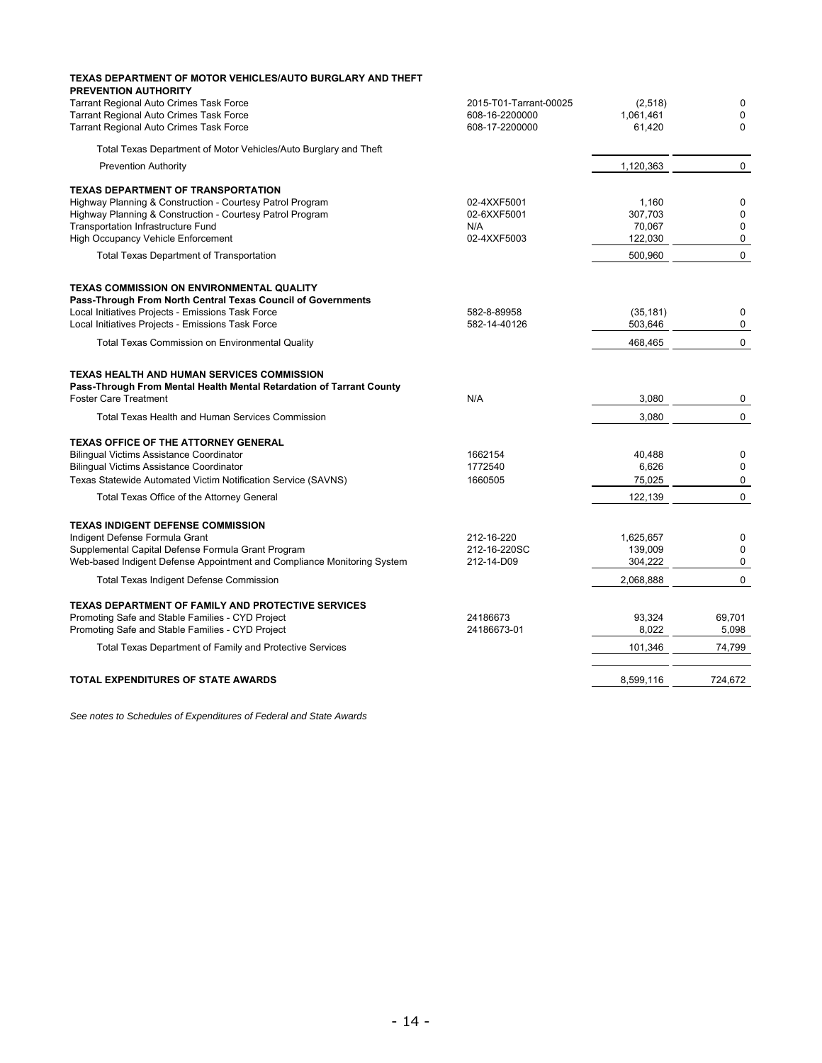| | | | |
|---|---|---|---|
| **TEXAS DEPARTMENT OF MOTOR VEHICLES/AUTO BURGLARY AND THEFT PREVENTION AUTHORITY** | | | |
| Tarrant Regional Auto Crimes Task Force | 2015-T01-Tarrant-00025 | (2,518) | 0 |
| Tarrant Regional Auto Crimes Task Force | 608-16-2200000 | 1,061,461 | 0 |
| Tarrant Regional Auto Crimes Task Force | 608-17-2200000 | 61,420 | 0 |
| Total Texas Department of Motor Vehicles/Auto Burglary and Theft Prevention Authority | | 1,120,363 | 0 |
| **TEXAS DEPARTMENT OF TRANSPORTATION** | | | |
| Highway Planning & Construction - Courtesy Patrol Program | 02-4XXF5001 | 1,160 | 0 |
| Highway Planning & Construction - Courtesy Patrol Program | 02-6XXF5001 | 307,703 | 0 |
| Transportation Infrastructure Fund | N/A | 70,067 | 0 |
| High Occupancy Vehicle Enforcement | 02-4XXF5003 | 122,030 | 0 |
| Total Texas Department of Transportation | | 500,960 | 0 |
| **TEXAS COMMISSION ON ENVIRONMENTAL QUALITY** | | | |
| **Pass-Through From North Central Texas Council of Governments** | | | |
| Local Initiatives Projects - Emissions Task Force | 582-8-89958 | (35,181) | 0 |
| Local Initiatives Projects - Emissions Task Force | 582-14-40126 | 503,646 | 0 |
| Total Texas Commission on Environmental Quality | | 468,465 | 0 |
| **TEXAS HEALTH AND HUMAN SERVICES COMMISSION** | | | |
| **Pass-Through From Mental Health Mental Retardation of Tarrant County** | | | |
| Foster Care Treatment | N/A | 3,080 | 0 |
| Total Texas Health and Human Services Commission | | 3,080 | 0 |
| **TEXAS OFFICE OF THE ATTORNEY GENERAL** | | | |
| Bilingual Victims Assistance Coordinator | 1662154 | 40,488 | 0 |
| Bilingual Victims Assistance Coordinator | 1772540 | 6,626 | 0 |
| Texas Statewide Automated Victim Notification Service (SAVNS) | 1660505 | 75,025 | 0 |
| Total Texas Office of the Attorney General | | 122,139 | 0 |
| **TEXAS INDIGENT DEFENSE COMMISSION** | | | |
| Indigent Defense Formula Grant | 212-16-220 | 1,625,657 | 0 |
| Supplemental Capital Defense Formula Grant Program | 212-16-220SC | 139,009 | 0 |
| Web-based Indigent Defense Appointment and Compliance Monitoring System | 212-14-D09 | 304,222 | 0 |
| Total Texas Indigent Defense Commission | | 2,068,888 | 0 |
| **TEXAS DEPARTMENT OF FAMILY AND PROTECTIVE SERVICES** | | | |
| Promoting Safe and Stable Families - CYD Project | 24186673 | 93,324 | 69,701 |
| Promoting Safe and Stable Families - CYD Project | 24186673-01 | 8,022 | 5,098 |
| Total Texas Department of Family and Protective Services | | 101,346 | 74,799 |
| **TOTAL EXPENDITURES OF STATE AWARDS** | | 8,599,116 | 724,672 |

*See notes to Schedules of Expenditures of Federal and State Awards*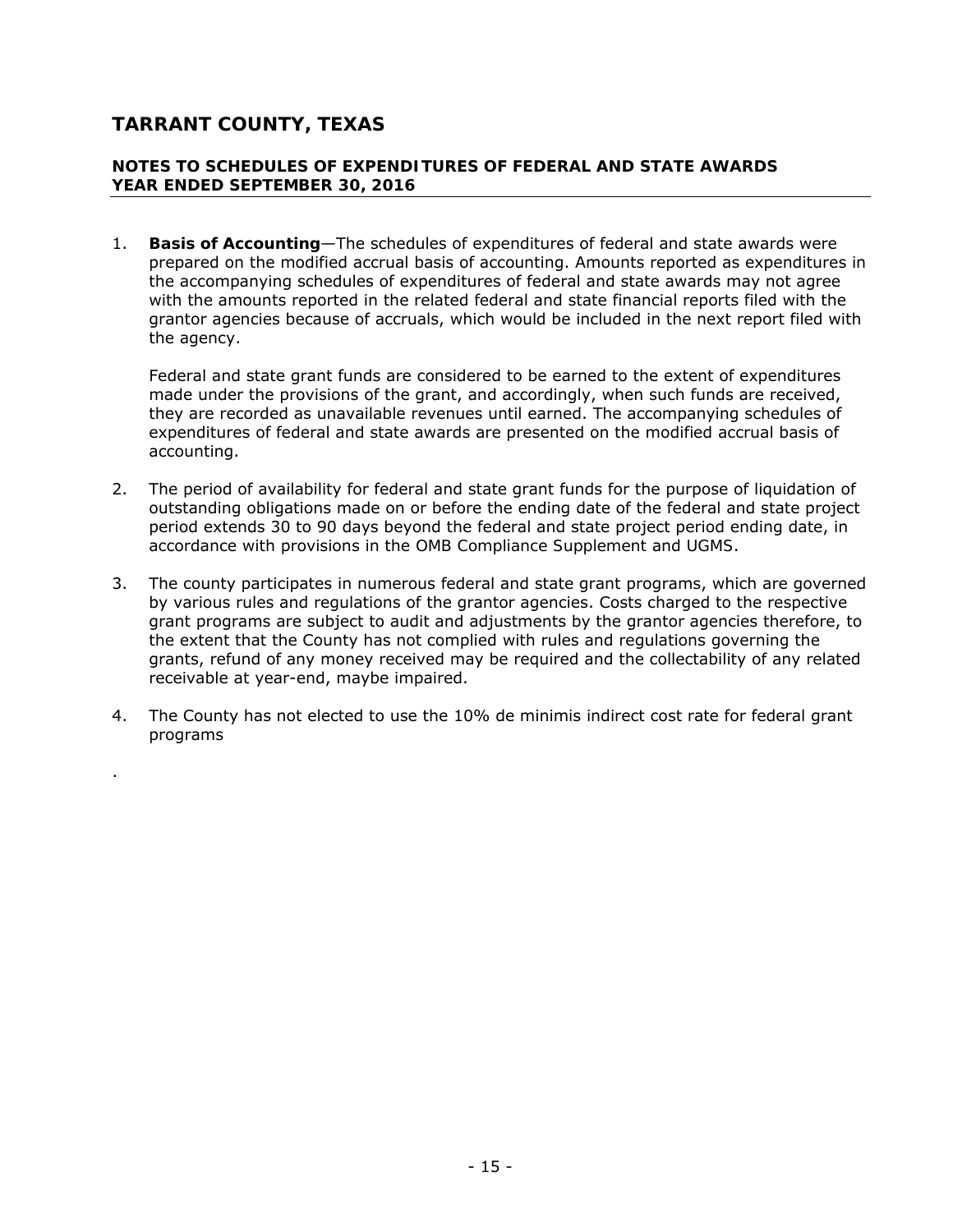# TARRANT COUNTY, TEXAS

## NOTES TO SCHEDULES OF EXPENDITURES OF FEDERAL AND STATE AWARDS
## YEAR ENDED SEPTEMBER 30, 2016

1. **Basis of Accounting**—The schedules of expenditures of federal and state awards were prepared on the modified accrual basis of accounting. Amounts reported as expenditures in the accompanying schedules of expenditures of federal and state awards may not agree with the amounts reported in the related federal and state financial reports filed with the grantor agencies because of accruals, which would be included in the next report filed with the agency.

   Federal and state grant funds are considered to be earned to the extent of expenditures made under the provisions of the grant, and accordingly, when such funds are received, they are recorded as unavailable revenues until earned. The accompanying schedules of expenditures of federal and state awards are presented on the modified accrual basis of accounting.

2. The period of availability for federal and state grant funds for the purpose of liquidation of outstanding obligations made on or before the ending date of the federal and state project period extends 30 to 90 days beyond the federal and state project period ending date, in accordance with provisions in the OMB Compliance Supplement and UGMS.

3. The county participates in numerous federal and state grant programs, which are governed by various rules and regulations of the grantor agencies. Costs charged to the respective grant programs are subject to audit and adjustments by the grantor agencies therefore, to the extent that the County has not complied with rules and regulations governing the grants, refund of any money received may be required and the collectability of any related receivable at year-end, maybe impaired.

4. The County has not elected to use the 10% de minimis indirect cost rate for federal grant programs

.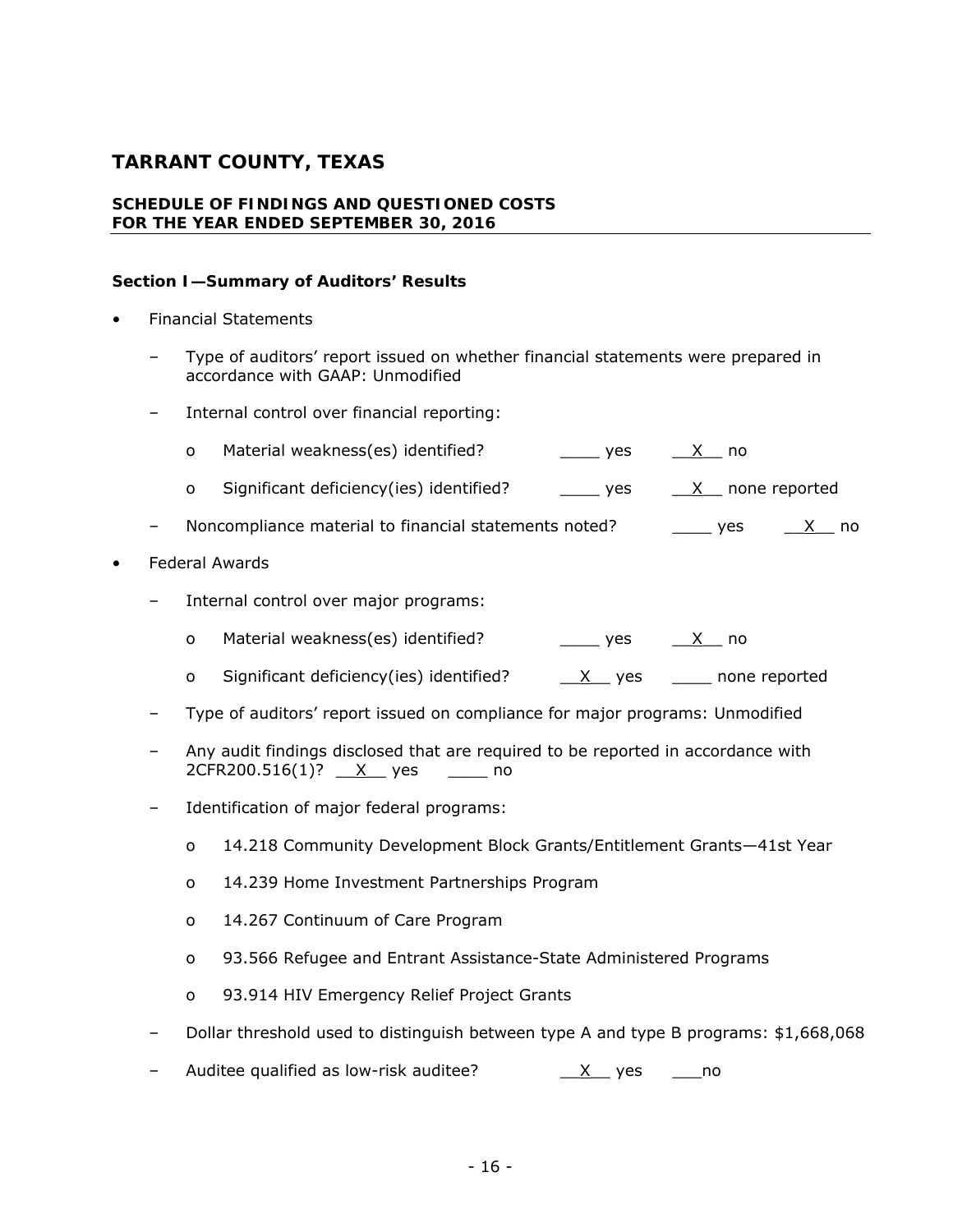# TARRANT COUNTY, TEXAS

**SCHEDULE OF FINDINGS AND QUESTIONED COSTS**
**FOR THE YEAR ENDED SEPTEMBER 30, 2016**

**Section I—Summary of Auditors' Results**

- Financial Statements
  - Type of auditors' report issued on whether financial statements were prepared in accordance with GAAP: Unmodified
  - Internal control over financial reporting:
    - o Material weakness(es) identified? ____ yes __X__ no
    - o Significant deficiency(ies) identified? ____ yes __X__ none reported
  - Noncompliance material to financial statements noted? ____ yes __X__ no
- Federal Awards
  - Internal control over major programs:
    - o Material weakness(es) identified? ____ yes __X__ no
    - o Significant deficiency(ies) identified? __X__ yes ____ none reported
  - Type of auditors' report issued on compliance for major programs: Unmodified
  - Any audit findings disclosed that are required to be reported in accordance with 2CFR200.516(1)? __X__ yes ____ no
  - Identification of major federal programs:
    - o 14.218 Community Development Block Grants/Entitlement Grants—41st Year
    - o 14.239 Home Investment Partnerships Program
    - o 14.267 Continuum of Care Program
    - o 93.566 Refugee and Entrant Assistance-State Administered Programs
    - o 93.914 HIV Emergency Relief Project Grants
  - Dollar threshold used to distinguish between type A and type B programs: $1,668,068
  - Auditee qualified as low-risk auditee? __X__ yes ___no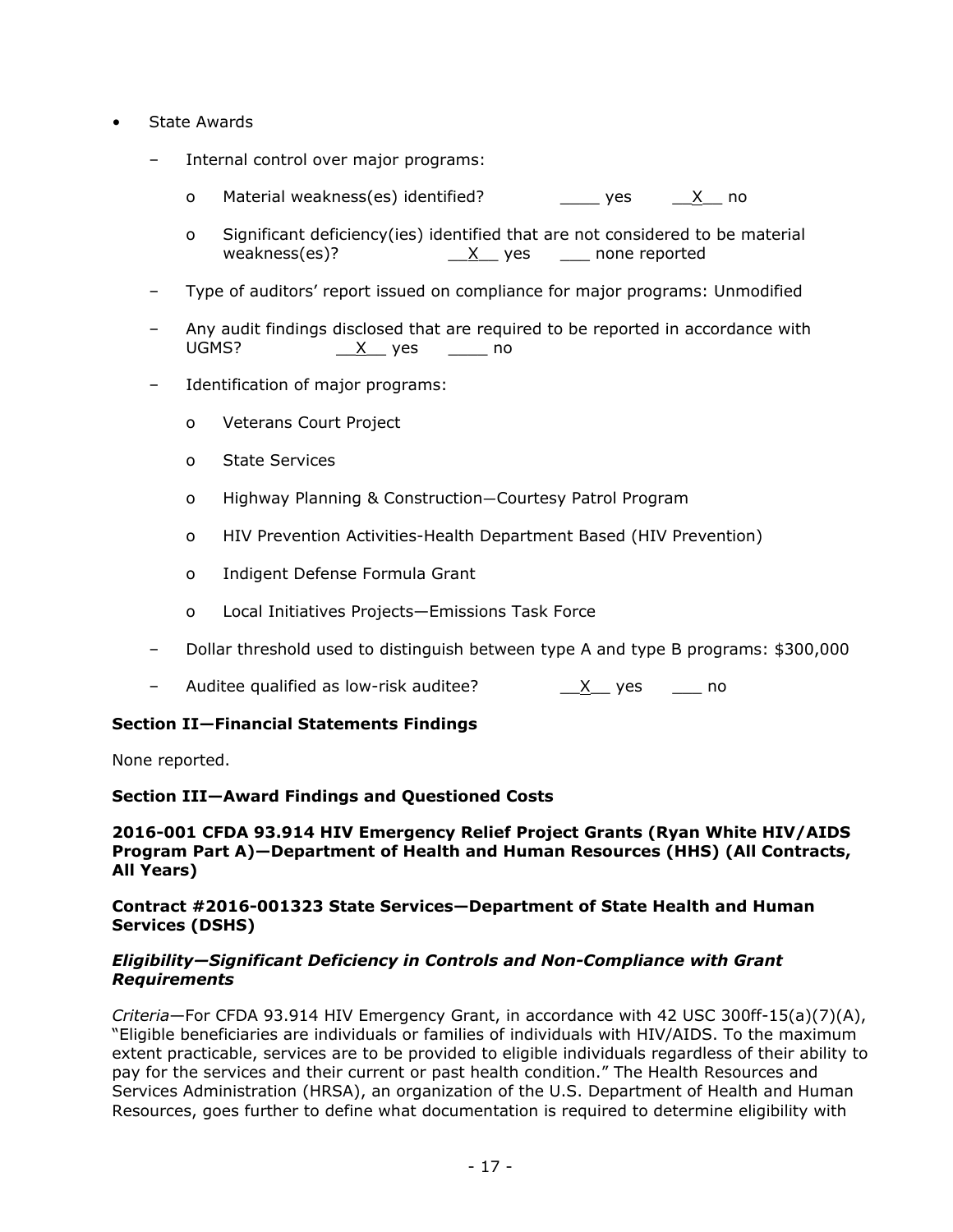- State Awards
  - Internal control over major programs:
    - Material weakness(es) identified? ____ yes __X__ no
    - Significant deficiency(ies) identified that are not considered to be material weakness(es)? __X__ yes ___ none reported
  - Type of auditors' report issued on compliance for major programs: Unmodified
  - Any audit findings disclosed that are required to be reported in accordance with UGMS? __X__ yes ____ no
  - Identification of major programs:
    - Veterans Court Project
    - State Services
    - Highway Planning & Construction—Courtesy Patrol Program
    - HIV Prevention Activities-Health Department Based (HIV Prevention)
    - Indigent Defense Formula Grant
    - Local Initiatives Projects—Emissions Task Force
  - Dollar threshold used to distinguish between type A and type B programs: $300,000
  - Auditee qualified as low-risk auditee? __X__ yes ___ no

**Section II—Financial Statements Findings**

None reported.

**Section III—Award Findings and Questioned Costs**

**2016-001 CFDA 93.914 HIV Emergency Relief Project Grants (Ryan White HIV/AIDS Program Part A)—Department of Health and Human Resources (HHS) (All Contracts, All Years)**

**Contract #2016-001323 State Services—Department of State Health and Human Services (DSHS)**

***Eligibility—Significant Deficiency in Controls and Non-Compliance with Grant Requirements***

*Criteria*—For CFDA 93.914 HIV Emergency Grant, in accordance with 42 USC 300ff-15(a)(7)(A), "Eligible beneficiaries are individuals or families of individuals with HIV/AIDS. To the maximum extent practicable, services are to be provided to eligible individuals regardless of their ability to pay for the services and their current or past health condition." The Health Resources and Services Administration (HRSA), an organization of the U.S. Department of Health and Human Resources, goes further to define what documentation is required to determine eligibility with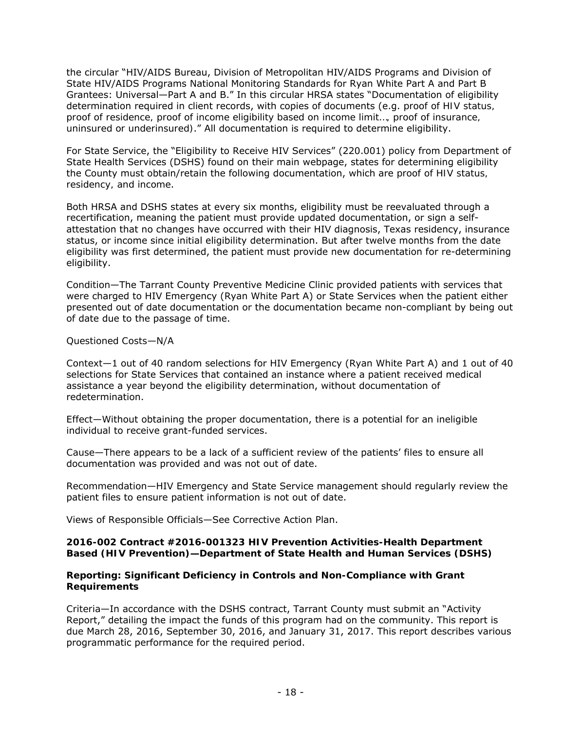the circular "HIV/AIDS Bureau, Division of Metropolitan HIV/AIDS Programs and Division of State HIV/AIDS Programs National Monitoring Standards for Ryan White Part A and Part B Grantees: Universal—Part A and B." In this circular HRSA states "Documentation of eligibility determination required in client records, with copies of documents (e.g. proof of HIV status, proof of residence, proof of income eligibility based on income limit…, proof of insurance, uninsured or underinsured)." All documentation is required to determine eligibility.

For State Service, the "Eligibility to Receive HIV Services" (220.001) policy from Department of State Health Services (DSHS) found on their main webpage, states for determining eligibility the County must obtain/retain the following documentation, which are proof of HIV status, residency, and income.

Both HRSA and DSHS states at every six months, eligibility must be reevaluated through a recertification, meaning the patient must provide updated documentation, or sign a self-attestation that no changes have occurred with their HIV diagnosis, Texas residency, insurance status, or income since initial eligibility determination. But after twelve months from the date eligibility was first determined, the patient must provide new documentation for re-determining eligibility.

Condition—The Tarrant County Preventive Medicine Clinic provided patients with services that were charged to HIV Emergency (Ryan White Part A) or State Services when the patient either presented out of date documentation or the documentation became non-compliant by being out of date due to the passage of time.

Questioned Costs—N/A

Context—1 out of 40 random selections for HIV Emergency (Ryan White Part A) and 1 out of 40 selections for State Services that contained an instance where a patient received medical assistance a year beyond the eligibility determination, without documentation of redetermination.

Effect—Without obtaining the proper documentation, there is a potential for an ineligible individual to receive grant-funded services.

Cause—There appears to be a lack of a sufficient review of the patients' files to ensure all documentation was provided and was not out of date.

Recommendation—HIV Emergency and State Service management should regularly review the patient files to ensure patient information is not out of date.

Views of Responsible Officials—See Corrective Action Plan.

**2016-002 Contract #2016-001323 HIV Prevention Activities-Health Department Based (HIV Prevention)—Department of State Health and Human Services (DSHS)**

**Reporting: Significant Deficiency in Controls and Non-Compliance with Grant Requirements**

Criteria—In accordance with the DSHS contract, Tarrant County must submit an "Activity Report," detailing the impact the funds of this program had on the community. This report is due March 28, 2016, September 30, 2016, and January 31, 2017. This report describes various programmatic performance for the required period.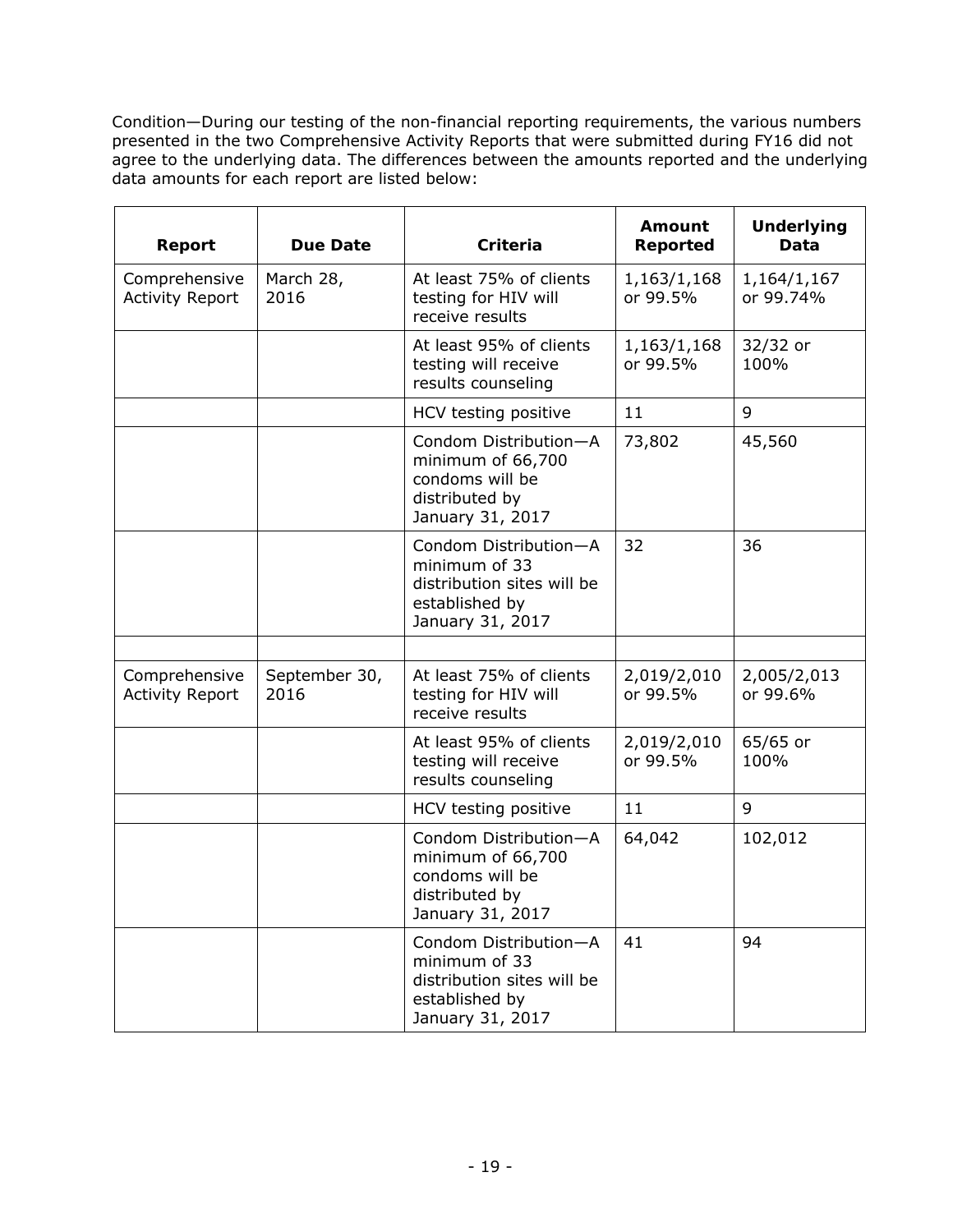Condition—During our testing of the non-financial reporting requirements, the various numbers presented in the two Comprehensive Activity Reports that were submitted during FY16 did not agree to the underlying data. The differences between the amounts reported and the underlying data amounts for each report are listed below:

| Report | Due Date | Criteria | Amount Reported | Underlying Data |
|---|---|---|---|---|
| Comprehensive Activity Report | March 28, 2016 | At least 75% of clients testing for HIV will receive results | 1,163/1,168 or 99.5% | 1,164/1,167 or 99.74% |
| | | At least 95% of clients testing will receive results counseling | 1,163/1,168 or 99.5% | 32/32 or 100% |
| | | HCV testing positive | 11 | 9 |
| | | Condom Distribution—A minimum of 66,700 condoms will be distributed by January 31, 2017 | 73,802 | 45,560 |
| | | Condom Distribution—A minimum of 33 distribution sites will be established by January 31, 2017 | 32 | 36 |
| | | | | |
| Comprehensive Activity Report | September 30, 2016 | At least 75% of clients testing for HIV will receive results | 2,019/2,010 or 99.5% | 2,005/2,013 or 99.6% |
| | | At least 95% of clients testing will receive results counseling | 2,019/2,010 or 99.5% | 65/65 or 100% |
| | | HCV testing positive | 11 | 9 |
| | | Condom Distribution—A minimum of 66,700 condoms will be distributed by January 31, 2017 | 64,042 | 102,012 |
| | | Condom Distribution—A minimum of 33 distribution sites will be established by January 31, 2017 | 41 | 94 |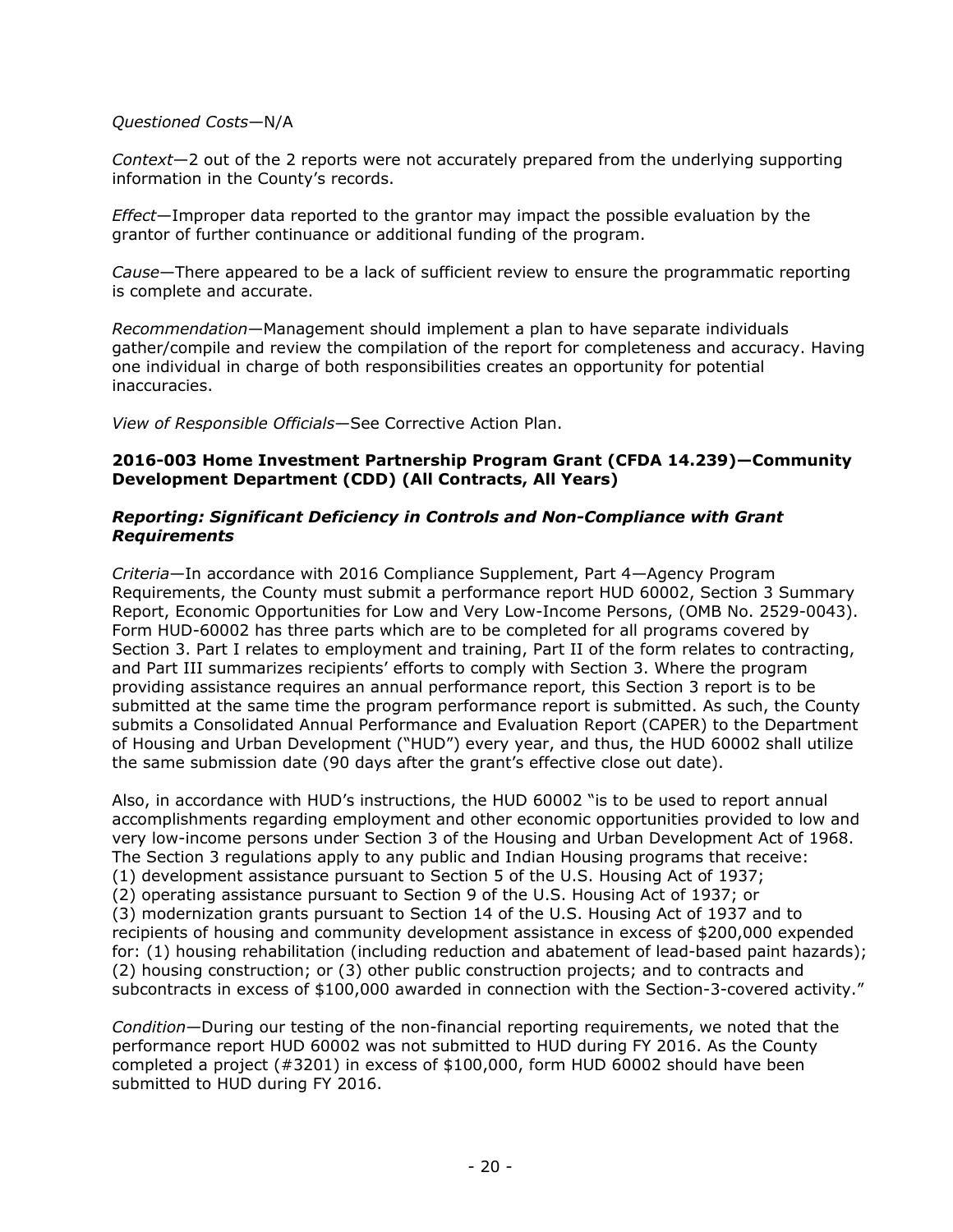*Questioned Costs*—N/A

*Context*—2 out of the 2 reports were not accurately prepared from the underlying supporting information in the County's records.

*Effect*—Improper data reported to the grantor may impact the possible evaluation by the grantor of further continuance or additional funding of the program.

*Cause*—There appeared to be a lack of sufficient review to ensure the programmatic reporting is complete and accurate.

*Recommendation*—Management should implement a plan to have separate individuals gather/compile and review the compilation of the report for completeness and accuracy. Having one individual in charge of both responsibilities creates an opportunity for potential inaccuracies.

*View of Responsible Officials*—See Corrective Action Plan.

**2016-003 Home Investment Partnership Program Grant (CFDA 14.239)—Community Development Department (CDD) (All Contracts, All Years)**

***Reporting: Significant Deficiency in Controls and Non-Compliance with Grant Requirements***

*Criteria*—In accordance with 2016 Compliance Supplement, Part 4—Agency Program Requirements, the County must submit a performance report HUD 60002, Section 3 Summary Report, Economic Opportunities for Low and Very Low-Income Persons, (OMB No. 2529-0043). Form HUD-60002 has three parts which are to be completed for all programs covered by Section 3. Part I relates to employment and training, Part II of the form relates to contracting, and Part III summarizes recipients' efforts to comply with Section 3. Where the program providing assistance requires an annual performance report, this Section 3 report is to be submitted at the same time the program performance report is submitted. As such, the County submits a Consolidated Annual Performance and Evaluation Report (CAPER) to the Department of Housing and Urban Development ("HUD") every year, and thus, the HUD 60002 shall utilize the same submission date (90 days after the grant's effective close out date).

Also, in accordance with HUD's instructions, the HUD 60002 "is to be used to report annual accomplishments regarding employment and other economic opportunities provided to low and very low-income persons under Section 3 of the Housing and Urban Development Act of 1968. The Section 3 regulations apply to any public and Indian Housing programs that receive:
(1) development assistance pursuant to Section 5 of the U.S. Housing Act of 1937;
(2) operating assistance pursuant to Section 9 of the U.S. Housing Act of 1937; or
(3) modernization grants pursuant to Section 14 of the U.S. Housing Act of 1937 and to recipients of housing and community development assistance in excess of $200,000 expended for: (1) housing rehabilitation (including reduction and abatement of lead-based paint hazards); (2) housing construction; or (3) other public construction projects; and to contracts and subcontracts in excess of $100,000 awarded in connection with the Section-3-covered activity."

*Condition*—During our testing of the non-financial reporting requirements, we noted that the performance report HUD 60002 was not submitted to HUD during FY 2016. As the County completed a project (#3201) in excess of $100,000, form HUD 60002 should have been submitted to HUD during FY 2016.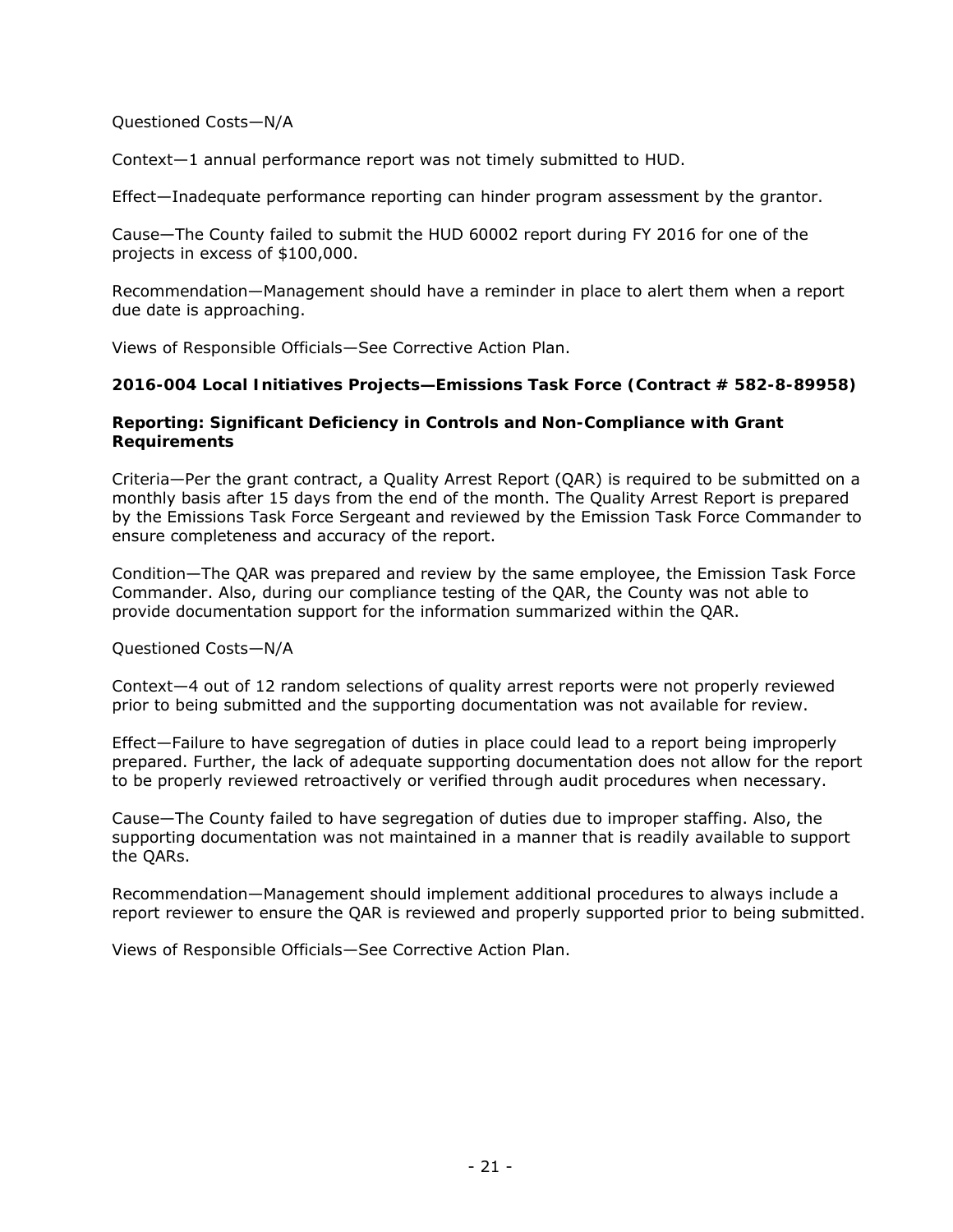Questioned Costs—N/A

Context—1 annual performance report was not timely submitted to HUD.

Effect—Inadequate performance reporting can hinder program assessment by the grantor.

Cause—The County failed to submit the HUD 60002 report during FY 2016 for one of the projects in excess of $100,000.

Recommendation—Management should have a reminder in place to alert them when a report due date is approaching.

Views of Responsible Officials—See Corrective Action Plan.

### 2016-004 Local Initiatives Projects—Emissions Task Force (Contract # 582-8-89958)

**Reporting: Significant Deficiency in Controls and Non-Compliance with Grant Requirements**

Criteria—Per the grant contract, a Quality Arrest Report (QAR) is required to be submitted on a monthly basis after 15 days from the end of the month. The Quality Arrest Report is prepared by the Emissions Task Force Sergeant and reviewed by the Emission Task Force Commander to ensure completeness and accuracy of the report.

Condition—The QAR was prepared and review by the same employee, the Emission Task Force Commander. Also, during our compliance testing of the QAR, the County was not able to provide documentation support for the information summarized within the QAR.

Questioned Costs—N/A

Context—4 out of 12 random selections of quality arrest reports were not properly reviewed prior to being submitted and the supporting documentation was not available for review.

Effect—Failure to have segregation of duties in place could lead to a report being improperly prepared. Further, the lack of adequate supporting documentation does not allow for the report to be properly reviewed retroactively or verified through audit procedures when necessary.

Cause—The County failed to have segregation of duties due to improper staffing. Also, the supporting documentation was not maintained in a manner that is readily available to support the QARs.

Recommendation—Management should implement additional procedures to always include a report reviewer to ensure the QAR is reviewed and properly supported prior to being submitted.

Views of Responsible Officials—See Corrective Action Plan.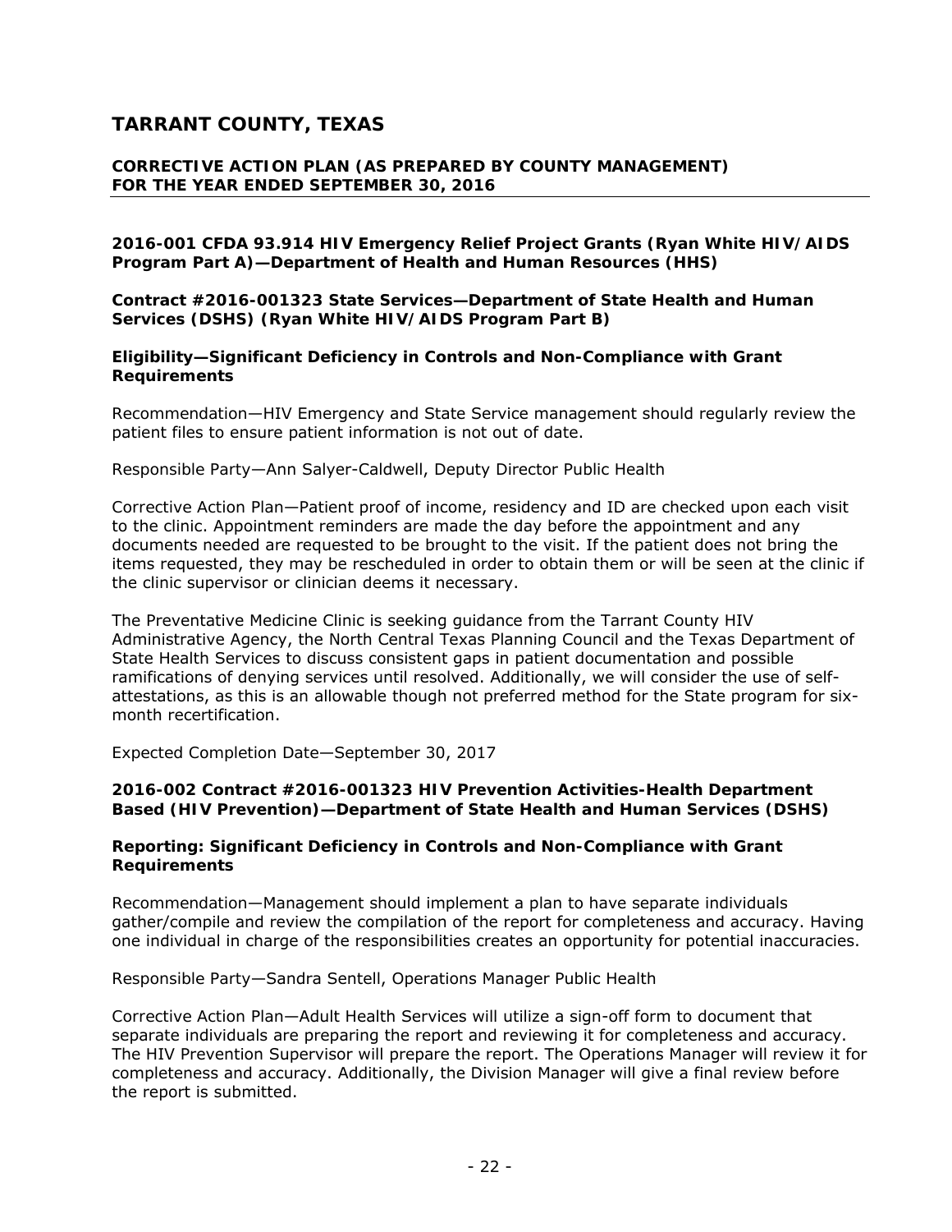# TARRANT COUNTY, TEXAS

## CORRECTIVE ACTION PLAN (AS PREPARED BY COUNTY MANAGEMENT) FOR THE YEAR ENDED SEPTEMBER 30, 2016

### 2016-001 CFDA 93.914 HIV Emergency Relief Project Grants (Ryan White HIV/AIDS Program Part A)—Department of Health and Human Resources (HHS)

### Contract #2016-001323 State Services—Department of State Health and Human Services (DSHS) (Ryan White HIV/AIDS Program Part B)

### Eligibility—Significant Deficiency in Controls and Non-Compliance with Grant Requirements

Recommendation—HIV Emergency and State Service management should regularly review the patient files to ensure patient information is not out of date.

Responsible Party—Ann Salyer-Caldwell, Deputy Director Public Health

Corrective Action Plan—Patient proof of income, residency and ID are checked upon each visit to the clinic. Appointment reminders are made the day before the appointment and any documents needed are requested to be brought to the visit. If the patient does not bring the items requested, they may be rescheduled in order to obtain them or will be seen at the clinic if the clinic supervisor or clinician deems it necessary.

The Preventative Medicine Clinic is seeking guidance from the Tarrant County HIV Administrative Agency, the North Central Texas Planning Council and the Texas Department of State Health Services to discuss consistent gaps in patient documentation and possible ramifications of denying services until resolved. Additionally, we will consider the use of self-attestations, as this is an allowable though not preferred method for the State program for six-month recertification.

Expected Completion Date—September 30, 2017

### 2016-002 Contract #2016-001323 HIV Prevention Activities-Health Department Based (HIV Prevention)—Department of State Health and Human Services (DSHS)

### Reporting: Significant Deficiency in Controls and Non-Compliance with Grant Requirements

Recommendation—Management should implement a plan to have separate individuals gather/compile and review the compilation of the report for completeness and accuracy. Having one individual in charge of the responsibilities creates an opportunity for potential inaccuracies.

Responsible Party—Sandra Sentell, Operations Manager Public Health

Corrective Action Plan—Adult Health Services will utilize a sign-off form to document that separate individuals are preparing the report and reviewing it for completeness and accuracy. The HIV Prevention Supervisor will prepare the report. The Operations Manager will review it for completeness and accuracy. Additionally, the Division Manager will give a final review before the report is submitted.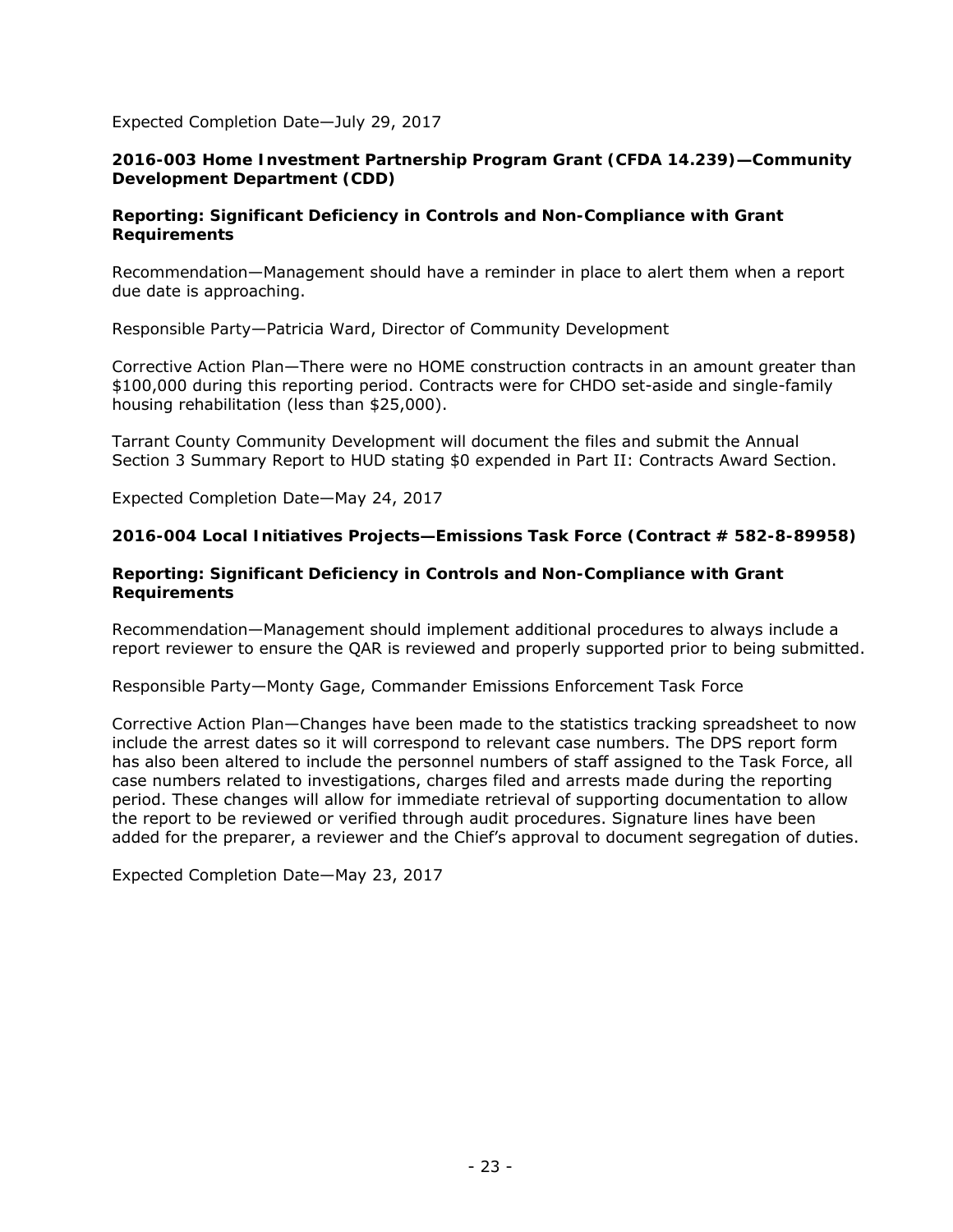Expected Completion Date—July 29, 2017

**2016-003 Home Investment Partnership Program Grant (CFDA 14.239)—Community Development Department (CDD)**

**Reporting: Significant Deficiency in Controls and Non-Compliance with Grant Requirements**

Recommendation—Management should have a reminder in place to alert them when a report due date is approaching.

Responsible Party—Patricia Ward, Director of Community Development

Corrective Action Plan—There were no HOME construction contracts in an amount greater than $100,000 during this reporting period. Contracts were for CHDO set-aside and single-family housing rehabilitation (less than $25,000).

Tarrant County Community Development will document the files and submit the Annual Section 3 Summary Report to HUD stating $0 expended in Part II: Contracts Award Section.

Expected Completion Date—May 24, 2017

**2016-004 Local Initiatives Projects—Emissions Task Force (Contract # 582-8-89958)**

**Reporting: Significant Deficiency in Controls and Non-Compliance with Grant Requirements**

Recommendation—Management should implement additional procedures to always include a report reviewer to ensure the QAR is reviewed and properly supported prior to being submitted.

Responsible Party—Monty Gage, Commander Emissions Enforcement Task Force

Corrective Action Plan—Changes have been made to the statistics tracking spreadsheet to now include the arrest dates so it will correspond to relevant case numbers. The DPS report form has also been altered to include the personnel numbers of staff assigned to the Task Force, all case numbers related to investigations, charges filed and arrests made during the reporting period. These changes will allow for immediate retrieval of supporting documentation to allow the report to be reviewed or verified through audit procedures. Signature lines have been added for the preparer, a reviewer and the Chief's approval to document segregation of duties.

Expected Completion Date—May 23, 2017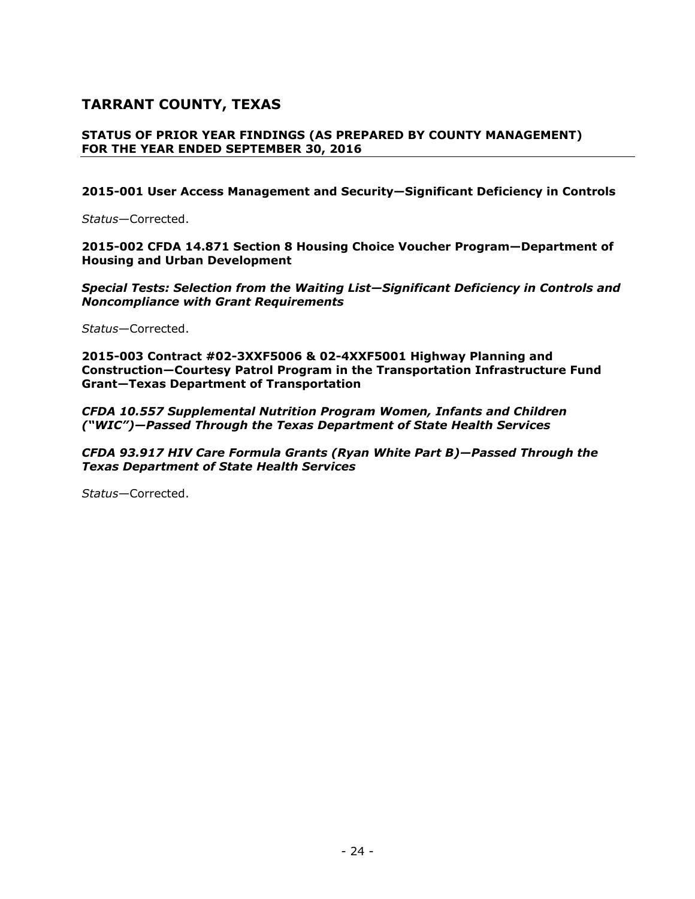# TARRANT COUNTY, TEXAS

## STATUS OF PRIOR YEAR FINDINGS (AS PREPARED BY COUNTY MANAGEMENT) FOR THE YEAR ENDED SEPTEMBER 30, 2016

**2015-001 User Access Management and Security—Significant Deficiency in Controls**

*Status*—Corrected.

**2015-002 CFDA 14.871 Section 8 Housing Choice Voucher Program—Department of Housing and Urban Development**

***Special Tests: Selection from the Waiting List—Significant Deficiency in Controls and Noncompliance with Grant Requirements***

*Status*—Corrected.

**2015-003 Contract #02-3XXF5006 & 02-4XXF5001 Highway Planning and Construction—Courtesy Patrol Program in the Transportation Infrastructure Fund Grant—Texas Department of Transportation**

***CFDA 10.557 Supplemental Nutrition Program Women, Infants and Children ("WIC")—Passed Through the Texas Department of State Health Services***

***CFDA 93.917 HIV Care Formula Grants (Ryan White Part B)—Passed Through the Texas Department of State Health Services***

*Status*—Corrected.